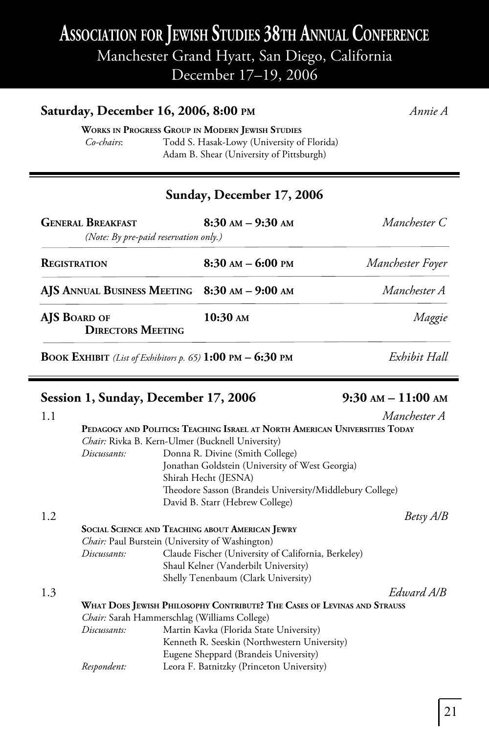# Association for Jewish Studies 38th Annual Conference

Manchester Grand Hyatt, San Diego, California

December 17–19, 2006

**Saturday, December 16, 2006, 8:00 PM** *Annie A*

**Works in Progress Group in Modern Jewish Studies**

*Co-chairs*: Todd S. Hasak-Lowy (University of Florida)
Adam B. Shear (University of Pittsburgh)

---

## Sunday, December 17, 2006

| | | |
|---|---|---|
| **General Breakfast** *(Note: By pre-paid reservation only.)* | **8:30 AM – 9:30 AM** | *Manchester C* |
| **Registration** | **8:30 AM – 6:00 PM** | *Manchester Foyer* |
| **AJS Annual Business Meeting** | **8:30 AM – 9:00 AM** | *Manchester A* |
| **AJS Board of Directors Meeting** | **10:30 AM** | *Maggie* |
| **Book Exhibit** *(List of Exhibitors p. 65)* | **1:00 PM – 6:30 PM** | *Exhibit Hall* |

---

## Session 1, Sunday, December 17, 2006 — 9:30 AM – 11:00 AM

**1.1** *Manchester A*

**Pedagogy and Politics: Teaching Israel at North American Universities Today**

*Chair:* Rivka B. Kern-Ulmer (Bucknell University)

*Discussants:*
Donna R. Divine (Smith College)
Jonathan Goldstein (University of West Georgia)
Shirah Hecht (JESNA)
Theodore Sasson (Brandeis University/Middlebury College)
David B. Starr (Hebrew College)

**1.2** *Betsy A/B*

**Social Science and Teaching about American Jewry**

*Chair:* Paul Burstein (University of Washington)

*Discussants:*
Claude Fischer (University of California, Berkeley)
Shaul Kelner (Vanderbilt University)
Shelly Tenenbaum (Clark University)

**1.3** *Edward A/B*

**What Does Jewish Philosophy Contribute? The Cases of Levinas and Strauss**

*Chair:* Sarah Hammerschlag (Williams College)

*Discussants:*
Martin Kavka (Florida State University)
Kenneth R. Seeskin (Northwestern University)
Eugene Sheppard (Brandeis University)

*Respondent:* Leora F. Batnitzky (Princeton University)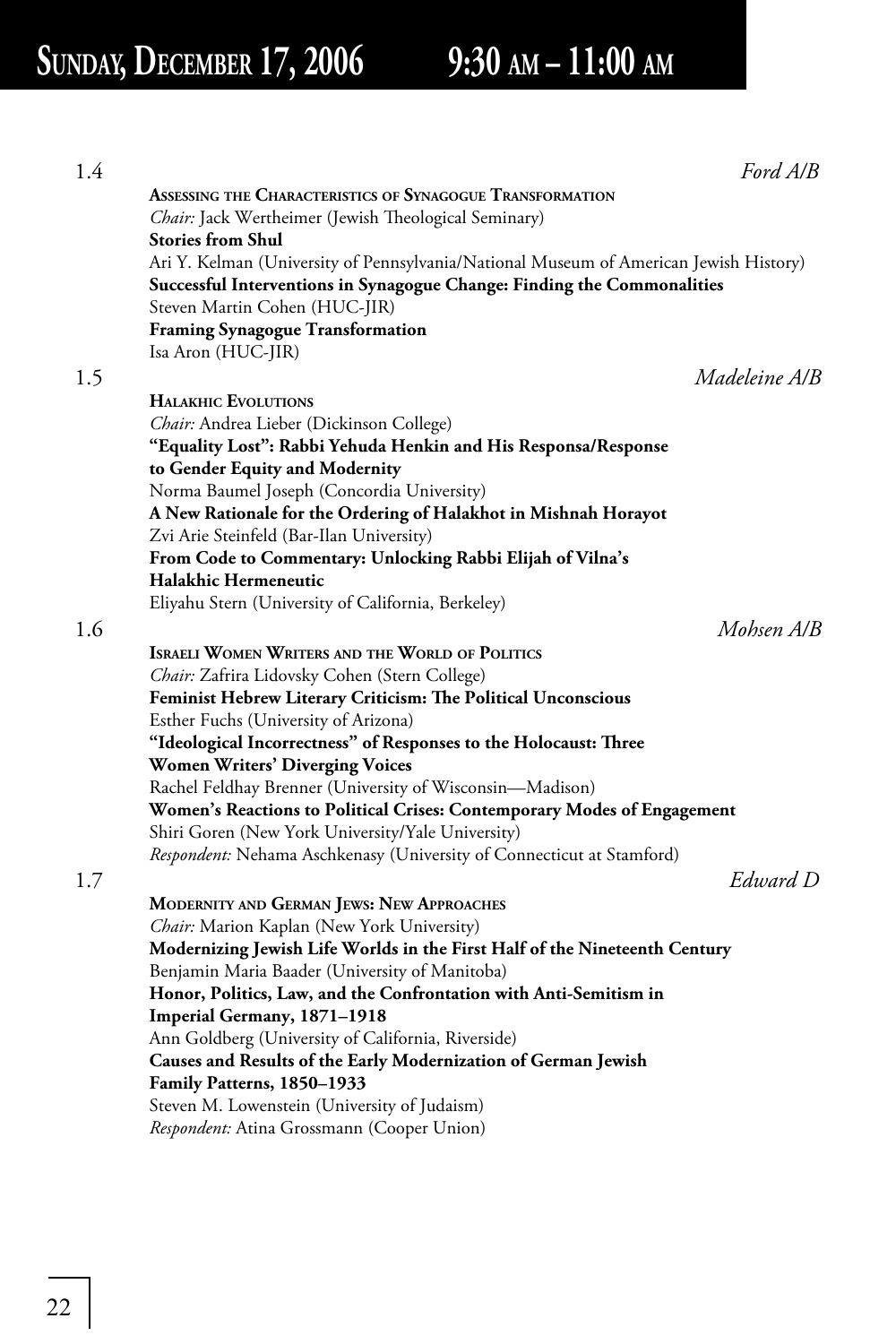# Sunday, December 17, 2006 9:30 AM – 11:00 AM

1.4 *Ford A/B*

**Assessing the Characteristics of Synagogue Transformation**

*Chair:* Jack Wertheimer (Jewish Theological Seminary)

**Stories from Shul**

Ari Y. Kelman (University of Pennsylvania/National Museum of American Jewish History)

**Successful Interventions in Synagogue Change: Finding the Commonalities**

Steven Martin Cohen (HUC-JIR)

**Framing Synagogue Transformation**

Isa Aron (HUC-JIR)

1.5 *Madeleine A/B*

**Halakhic Evolutions**

*Chair:* Andrea Lieber (Dickinson College)

**"Equality Lost": Rabbi Yehuda Henkin and His Responsa/Response to Gender Equity and Modernity**

Norma Baumel Joseph (Concordia University)

**A New Rationale for the Ordering of Halakhot in Mishnah Horayot**

Zvi Arie Steinfeld (Bar-Ilan University)

**From Code to Commentary: Unlocking Rabbi Elijah of Vilna's Halakhic Hermeneutic**

Eliyahu Stern (University of California, Berkeley)

1.6 *Mohsen A/B*

**Israeli Women Writers and the World of Politics**

*Chair:* Zafrira Lidovsky Cohen (Stern College)

**Feminist Hebrew Literary Criticism: The Political Unconscious**

Esther Fuchs (University of Arizona)

**"Ideological Incorrectness" of Responses to the Holocaust: Three Women Writers' Diverging Voices**

Rachel Feldhay Brenner (University of Wisconsin—Madison)

**Women's Reactions to Political Crises: Contemporary Modes of Engagement**

Shiri Goren (New York University/Yale University)

*Respondent:* Nehama Aschkenasy (University of Connecticut at Stamford)

1.7 *Edward D*

**Modernity and German Jews: New Approaches**

*Chair:* Marion Kaplan (New York University)

**Modernizing Jewish Life Worlds in the First Half of the Nineteenth Century**

Benjamin Maria Baader (University of Manitoba)

**Honor, Politics, Law, and the Confrontation with Anti-Semitism in Imperial Germany, 1871–1918**

Ann Goldberg (University of California, Riverside)

**Causes and Results of the Early Modernization of German Jewish Family Patterns, 1850–1933**

Steven M. Lowenstein (University of Judaism)

*Respondent:* Atina Grossmann (Cooper Union)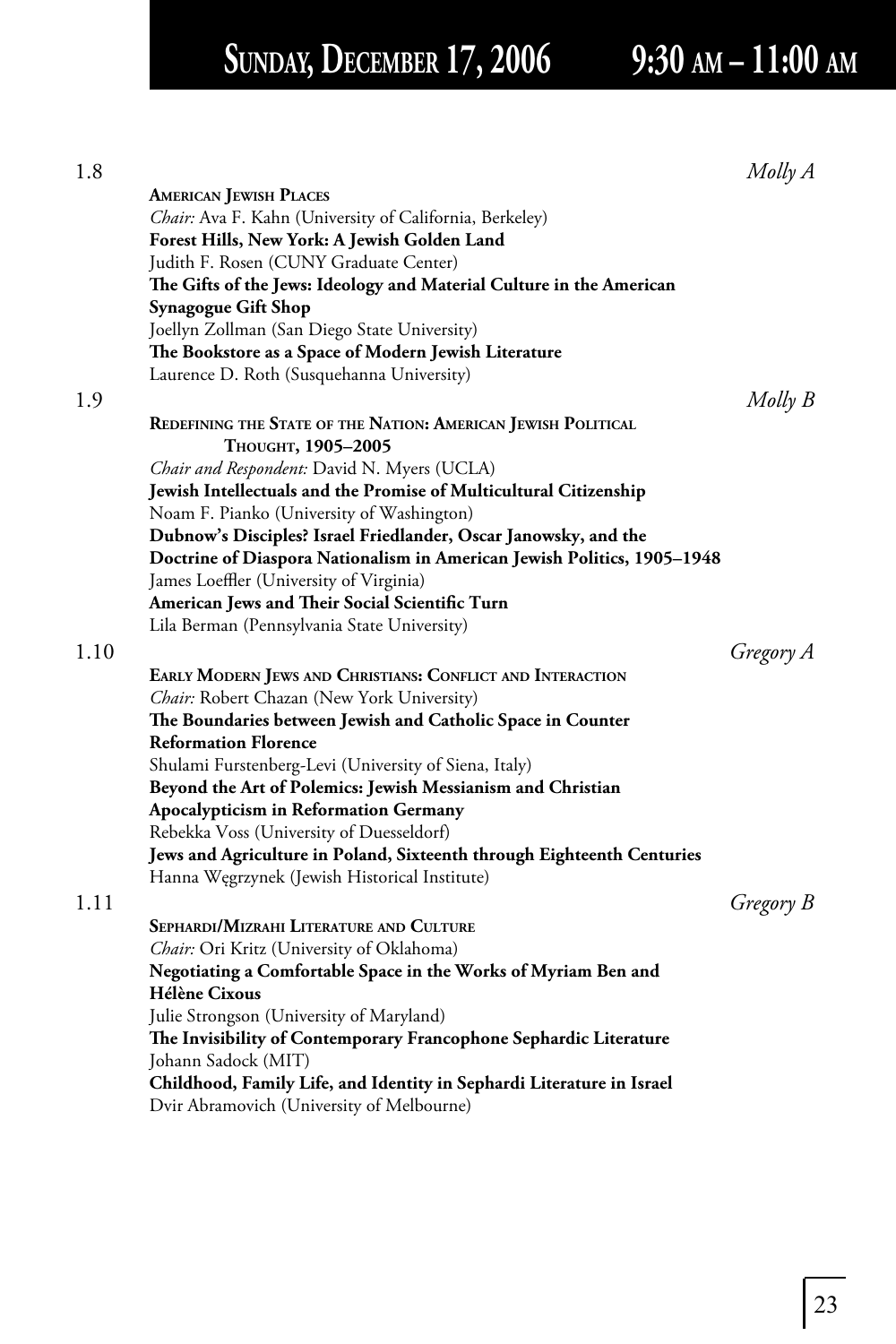# Sunday, December 17, 2006 9:30 AM – 11:00 AM

1.8 *Molly A*

**AMERICAN JEWISH PLACES**
*Chair:* Ava F. Kahn (University of California, Berkeley)
**Forest Hills, New York: A Jewish Golden Land**
Judith F. Rosen (CUNY Graduate Center)
**The Gifts of the Jews: Ideology and Material Culture in the American Synagogue Gift Shop**
Joellyn Zollman (San Diego State University)
**The Bookstore as a Space of Modern Jewish Literature**
Laurence D. Roth (Susquehanna University)

1.9 *Molly B*

**REDEFINING THE STATE OF THE NATION: AMERICAN JEWISH POLITICAL THOUGHT, 1905–2005**
*Chair and Respondent:* David N. Myers (UCLA)
**Jewish Intellectuals and the Promise of Multicultural Citizenship**
Noam F. Pianko (University of Washington)
**Dubnow's Disciples? Israel Friedlander, Oscar Janowsky, and the Doctrine of Diaspora Nationalism in American Jewish Politics, 1905–1948**
James Loeffler (University of Virginia)
**American Jews and Their Social Scientific Turn**
Lila Berman (Pennsylvania State University)

1.10 *Gregory A*

**EARLY MODERN JEWS AND CHRISTIANS: CONFLICT AND INTERACTION**
*Chair:* Robert Chazan (New York University)
**The Boundaries between Jewish and Catholic Space in Counter Reformation Florence**
Shulami Furstenberg-Levi (University of Siena, Italy)
**Beyond the Art of Polemics: Jewish Messianism and Christian Apocalypticism in Reformation Germany**
Rebekka Voss (University of Duesseldorf)
**Jews and Agriculture in Poland, Sixteenth through Eighteenth Centuries**
Hanna Węgrzynek (Jewish Historical Institute)

1.11 *Gregory B*

**SEPHARDI/MIZRAHI LITERATURE AND CULTURE**
*Chair:* Ori Kritz (University of Oklahoma)
**Negotiating a Comfortable Space in the Works of Myriam Ben and Hélène Cixous**
Julie Strongson (University of Maryland)
**The Invisibility of Contemporary Francophone Sephardic Literature**
Johann Sadock (MIT)
**Childhood, Family Life, and Identity in Sephardi Literature in Israel**
Dvir Abramovich (University of Melbourne)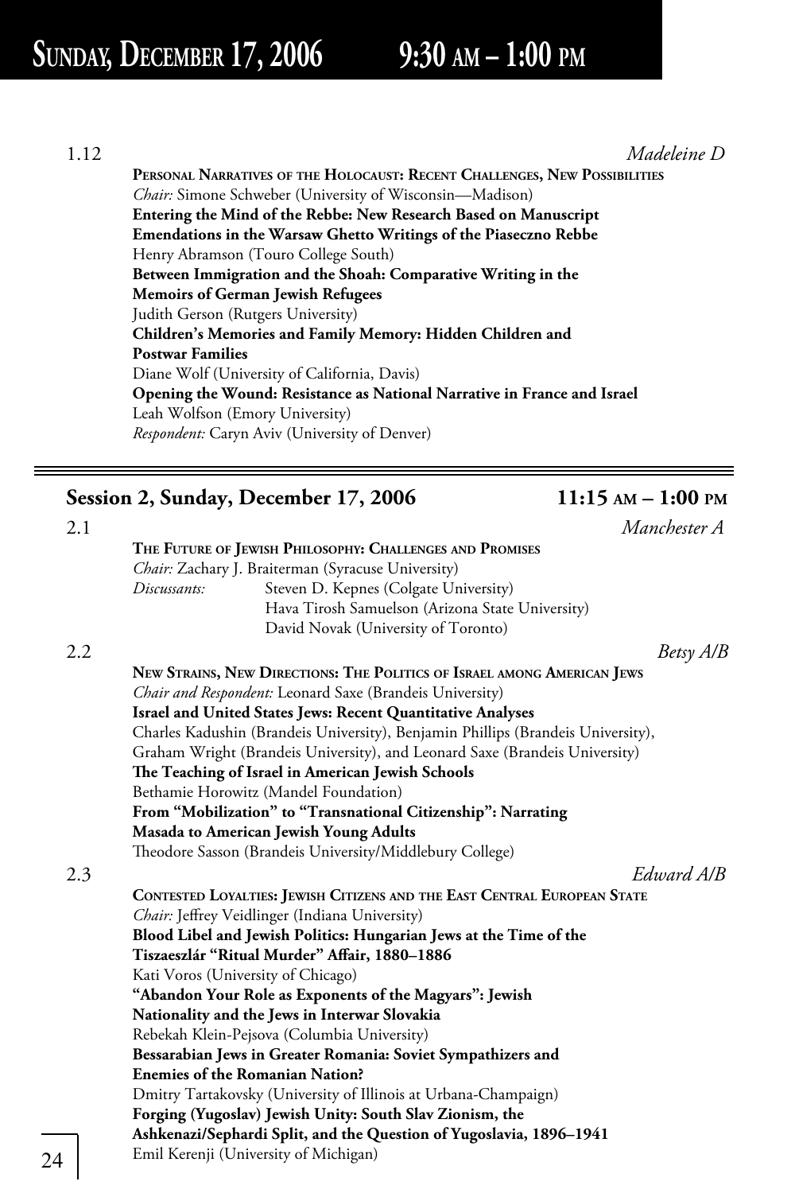# Sunday, December 17, 2006 9:30 am – 1:00 pm

1.12 *Madeleine D*

**Personal Narratives of the Holocaust: Recent Challenges, New Possibilities**
*Chair:* Simone Schweber (University of Wisconsin—Madison)
**Entering the Mind of the Rebbe: New Research Based on Manuscript Emendations in the Warsaw Ghetto Writings of the Piaseczno Rebbe**
Henry Abramson (Touro College South)
**Between Immigration and the Shoah: Comparative Writing in the Memoirs of German Jewish Refugees**
Judith Gerson (Rutgers University)
**Children's Memories and Family Memory: Hidden Children and Postwar Families**
Diane Wolf (University of California, Davis)
**Opening the Wound: Resistance as National Narrative in France and Israel**
Leah Wolfson (Emory University)
*Respondent:* Caryn Aviv (University of Denver)

---

## Session 2, Sunday, December 17, 2006 11:15 am – 1:00 pm

2.1 *Manchester A*

**The Future of Jewish Philosophy: Challenges and Promises**
*Chair:* Zachary J. Braiterman (Syracuse University)
*Discussants:* Steven D. Kepnes (Colgate University)
Hava Tirosh Samuelson (Arizona State University)
David Novak (University of Toronto)

2.2 *Betsy A/B*

**New Strains, New Directions: The Politics of Israel among American Jews**
*Chair and Respondent:* Leonard Saxe (Brandeis University)
**Israel and United States Jews: Recent Quantitative Analyses**
Charles Kadushin (Brandeis University), Benjamin Phillips (Brandeis University), Graham Wright (Brandeis University), and Leonard Saxe (Brandeis University)
**The Teaching of Israel in American Jewish Schools**
Bethamie Horowitz (Mandel Foundation)
**From "Mobilization" to "Transnational Citizenship": Narrating Masada to American Jewish Young Adults**
Theodore Sasson (Brandeis University/Middlebury College)

2.3 *Edward A/B*

**Contested Loyalties: Jewish Citizens and the East Central European State**
*Chair:* Jeffrey Veidlinger (Indiana University)
**Blood Libel and Jewish Politics: Hungarian Jews at the Time of the Tiszaeszlár "Ritual Murder" Affair, 1880–1886**
Kati Voros (University of Chicago)
**"Abandon Your Role as Exponents of the Magyars": Jewish Nationality and the Jews in Interwar Slovakia**
Rebekah Klein-Pejsova (Columbia University)
**Bessarabian Jews in Greater Romania: Soviet Sympathizers and Enemies of the Romanian Nation?**
Dmitry Tartakovsky (University of Illinois at Urbana-Champaign)
**Forging (Yugoslav) Jewish Unity: South Slav Zionism, the Ashkenazi/Sephardi Split, and the Question of Yugoslavia, 1896–1941**
Emil Kerenji (University of Michigan)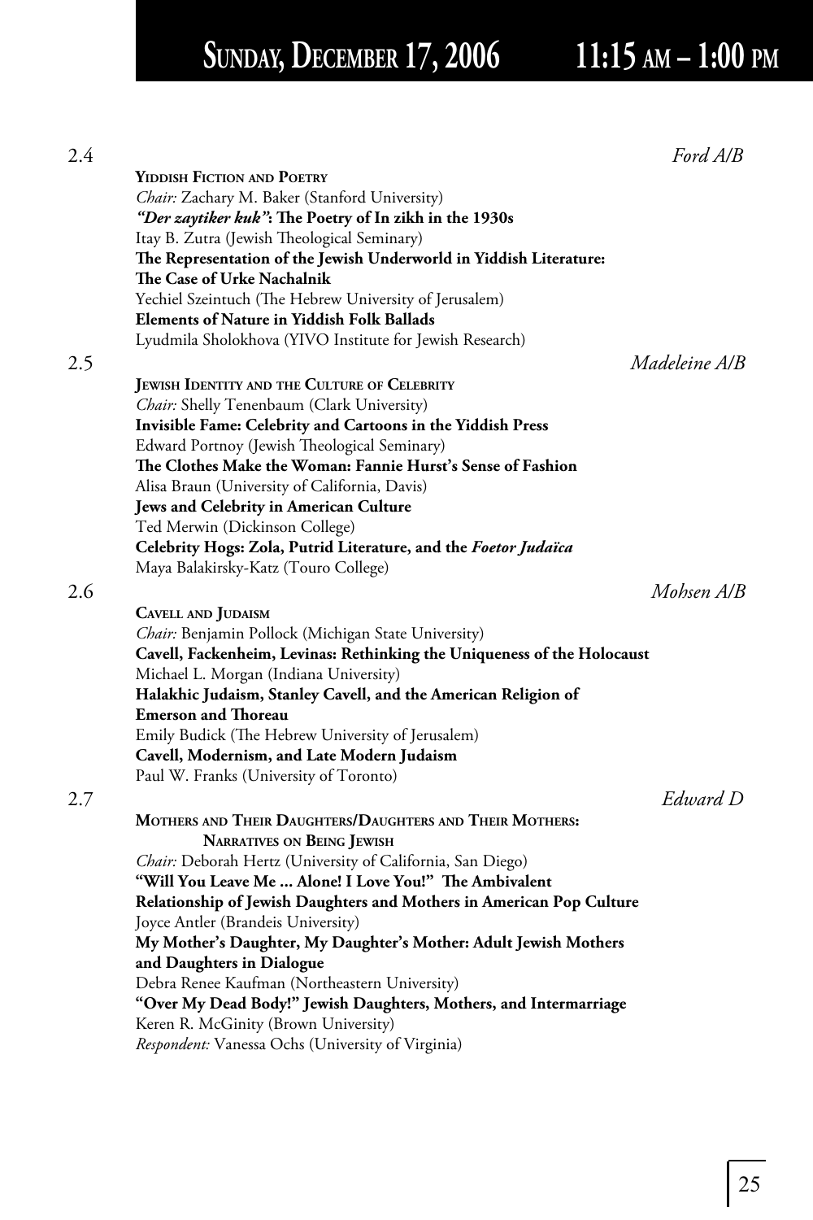# Sunday, December 17, 2006 11:15 AM – 1:00 PM

2.4 *Ford A/B*

**Yiddish Fiction and Poetry**

*Chair:* Zachary M. Baker (Stanford University)

***"Der zaytiker kuk"*: The Poetry of In zikh in the 1930s**

Itay B. Zutra (Jewish Theological Seminary)

**The Representation of the Jewish Underworld in Yiddish Literature: The Case of Urke Nachalnik**

Yechiel Szeintuch (The Hebrew University of Jerusalem)

**Elements of Nature in Yiddish Folk Ballads**

Lyudmila Sholokhova (YIVO Institute for Jewish Research)

2.5 *Madeleine A/B*

**Jewish Identity and the Culture of Celebrity**

*Chair:* Shelly Tenenbaum (Clark University)

**Invisible Fame: Celebrity and Cartoons in the Yiddish Press**

Edward Portnoy (Jewish Theological Seminary)

**The Clothes Make the Woman: Fannie Hurst's Sense of Fashion**

Alisa Braun (University of California, Davis)

**Jews and Celebrity in American Culture**

Ted Merwin (Dickinson College)

**Celebrity Hogs: Zola, Putrid Literature, and the *Foetor Judaïca***

Maya Balakirsky-Katz (Touro College)

2.6 *Mohsen A/B*

**Cavell and Judaism**

*Chair:* Benjamin Pollock (Michigan State University)

**Cavell, Fackenheim, Levinas: Rethinking the Uniqueness of the Holocaust**

Michael L. Morgan (Indiana University)

**Halakhic Judaism, Stanley Cavell, and the American Religion of Emerson and Thoreau**

Emily Budick (The Hebrew University of Jerusalem)

**Cavell, Modernism, and Late Modern Judaism**

Paul W. Franks (University of Toronto)

2.7 *Edward D*

**Mothers and Their Daughters/Daughters and Their Mothers: Narratives on Being Jewish**

*Chair:* Deborah Hertz (University of California, San Diego)

**"Will You Leave Me ... Alone! I Love You!" The Ambivalent Relationship of Jewish Daughters and Mothers in American Pop Culture**

Joyce Antler (Brandeis University)

**My Mother's Daughter, My Daughter's Mother: Adult Jewish Mothers and Daughters in Dialogue**

Debra Renee Kaufman (Northeastern University)

**"Over My Dead Body!" Jewish Daughters, Mothers, and Intermarriage**

Keren R. McGinity (Brown University)

*Respondent:* Vanessa Ochs (University of Virginia)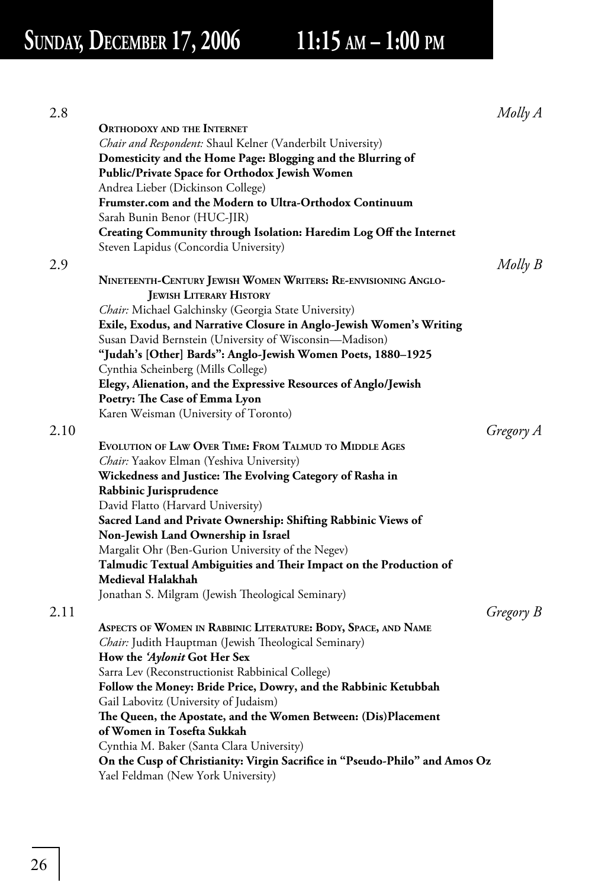# Sunday, December 17, 2006 11:15 am – 1:00 pm

2.8 *Molly A*

**Orthodoxy and the Internet**

*Chair and Respondent:* Shaul Kelner (Vanderbilt University)

**Domesticity and the Home Page: Blogging and the Blurring of Public/Private Space for Orthodox Jewish Women**
Andrea Lieber (Dickinson College)

**Frumster.com and the Modern to Ultra-Orthodox Continuum**
Sarah Bunin Benor (HUC-JIR)

**Creating Community through Isolation: Haredim Log Off the Internet**
Steven Lapidus (Concordia University)

2.9 *Molly B*

**Nineteenth-Century Jewish Women Writers: Re-envisioning Anglo-Jewish Literary History**

*Chair:* Michael Galchinsky (Georgia State University)

**Exile, Exodus, and Narrative Closure in Anglo-Jewish Women's Writing**
Susan David Bernstein (University of Wisconsin—Madison)

**"Judah's [Other] Bards": Anglo-Jewish Women Poets, 1880–1925**
Cynthia Scheinberg (Mills College)

**Elegy, Alienation, and the Expressive Resources of Anglo/Jewish Poetry: The Case of Emma Lyon**
Karen Weisman (University of Toronto)

2.10 *Gregory A*

**Evolution of Law Over Time: From Talmud to Middle Ages**

*Chair:* Yaakov Elman (Yeshiva University)

**Wickedness and Justice: The Evolving Category of Rasha in Rabbinic Jurisprudence**
David Flatto (Harvard University)

**Sacred Land and Private Ownership: Shifting Rabbinic Views of Non-Jewish Land Ownership in Israel**
Margalit Ohr (Ben-Gurion University of the Negev)

**Talmudic Textual Ambiguities and Their Impact on the Production of Medieval Halakhah**
Jonathan S. Milgram (Jewish Theological Seminary)

2.11 *Gregory B*

**Aspects of Women in Rabbinic Literature: Body, Space, and Name**

*Chair:* Judith Hauptman (Jewish Theological Seminary)

**How the *'Aylonit* Got Her Sex**
Sarra Lev (Reconstructionist Rabbinical College)

**Follow the Money: Bride Price, Dowry, and the Rabbinic Ketubbah**
Gail Labovitz (University of Judaism)

**The Queen, the Apostate, and the Women Between: (Dis)Placement of Women in Tosefta Sukkah**
Cynthia M. Baker (Santa Clara University)

**On the Cusp of Christianity: Virgin Sacrifice in "Pseudo-Philo" and Amos Oz**
Yael Feldman (New York University)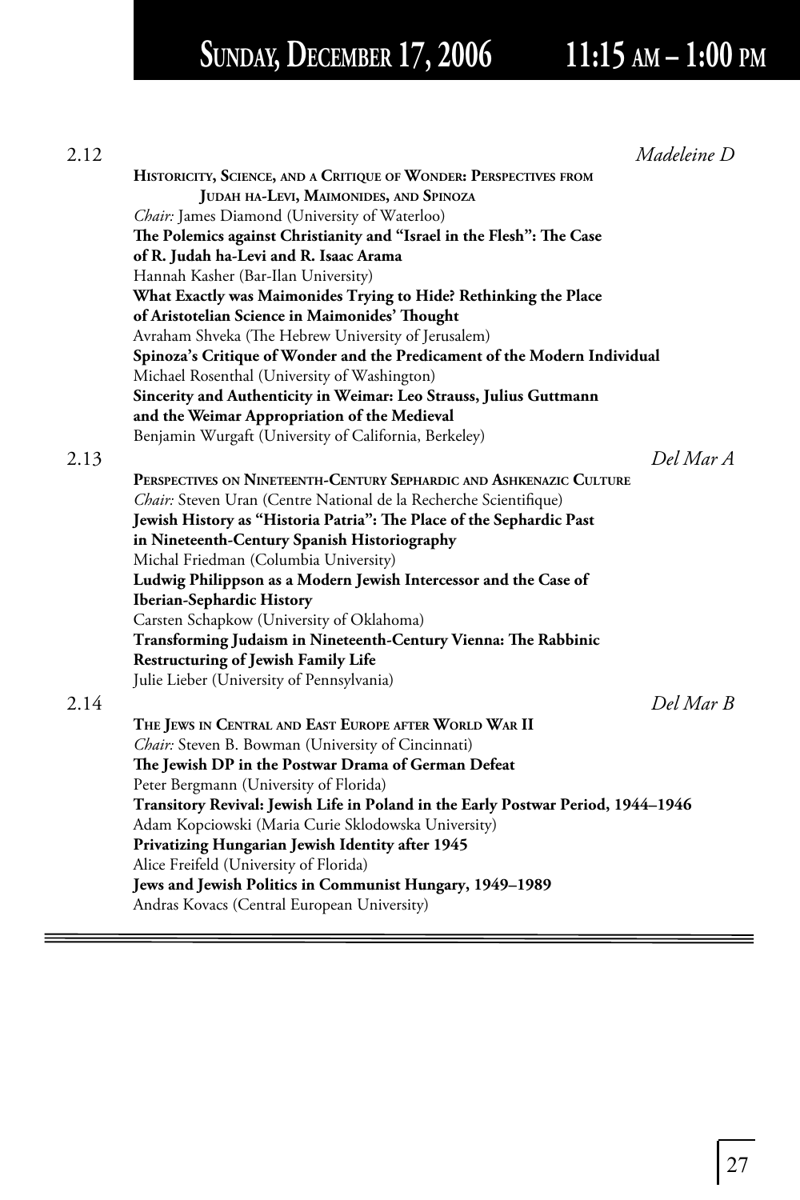# Sunday, December 17, 2006 11:15 am – 1:00 pm

2.12 *Madeleine D*

**Historicity, Science, and a Critique of Wonder: Perspectives from Judah ha-Levi, Maimonides, and Spinoza**

*Chair:* James Diamond (University of Waterloo)

**The Polemics against Christianity and "Israel in the Flesh": The Case of R. Judah ha-Levi and R. Isaac Arama**

Hannah Kasher (Bar-Ilan University)

**What Exactly was Maimonides Trying to Hide? Rethinking the Place of Aristotelian Science in Maimonides' Thought**

Avraham Shveka (The Hebrew University of Jerusalem)

**Spinoza's Critique of Wonder and the Predicament of the Modern Individual**

Michael Rosenthal (University of Washington)

**Sincerity and Authenticity in Weimar: Leo Strauss, Julius Guttmann and the Weimar Appropriation of the Medieval**

Benjamin Wurgaft (University of California, Berkeley)

2.13 *Del Mar A*

**Perspectives on Nineteenth-Century Sephardic and Ashkenazic Culture**

*Chair:* Steven Uran (Centre National de la Recherche Scientifique)

**Jewish History as "Historia Patria": The Place of the Sephardic Past in Nineteenth-Century Spanish Historiography**

Michal Friedman (Columbia University)

**Ludwig Philippson as a Modern Jewish Intercessor and the Case of Iberian-Sephardic History**

Carsten Schapkow (University of Oklahoma)

**Transforming Judaism in Nineteenth-Century Vienna: The Rabbinic Restructuring of Jewish Family Life**

Julie Lieber (University of Pennsylvania)

2.14 *Del Mar B*

**The Jews in Central and East Europe after World War II**

*Chair:* Steven B. Bowman (University of Cincinnati)

**The Jewish DP in the Postwar Drama of German Defeat**

Peter Bergmann (University of Florida)

**Transitory Revival: Jewish Life in Poland in the Early Postwar Period, 1944–1946**

Adam Kopciowski (Maria Curie Sklodowska University)

**Privatizing Hungarian Jewish Identity after 1945**

Alice Freifeld (University of Florida)

**Jews and Jewish Politics in Communist Hungary, 1949–1989**

Andras Kovacs (Central European University)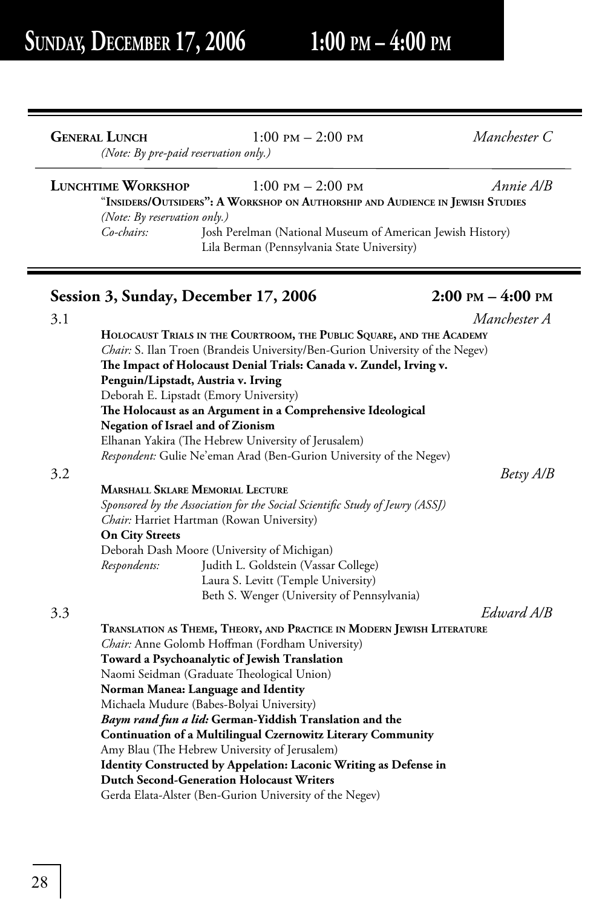# Sunday, December 17, 2006 1:00 PM – 4:00 PM

**General Lunch** 1:00 PM – 2:00 PM *Manchester C*
*(Note: By pre-paid reservation only.)*

---

**Lunchtime Workshop** 1:00 PM – 2:00 PM *Annie A/B*
"**Insiders/Outsiders": A Workshop on Authorship and Audience in Jewish Studies**
*(Note: By reservation only.)*
*Co-chairs:* Josh Perelman (National Museum of American Jewish History)
Lila Berman (Pennsylvania State University)

---

## Session 3, Sunday, December 17, 2006 2:00 PM – 4:00 PM

### 3.1 *Manchester A*

**Holocaust Trials in the Courtroom, the Public Square, and the Academy**
*Chair:* S. Ilan Troen (Brandeis University/Ben-Gurion University of the Negev)
**The Impact of Holocaust Denial Trials: Canada v. Zundel, Irving v. Penguin/Lipstadt, Austria v. Irving**
Deborah E. Lipstadt (Emory University)
**The Holocaust as an Argument in a Comprehensive Ideological Negation of Israel and of Zionism**
Elhanan Yakira (The Hebrew University of Jerusalem)
*Respondent:* Gulie Ne'eman Arad (Ben-Gurion University of the Negev)

### 3.2 *Betsy A/B*

**Marshall Sklare Memorial Lecture**
*Sponsored by the Association for the Social Scientific Study of Jewry (ASSJ)*
*Chair:* Harriet Hartman (Rowan University)
**On City Streets**
Deborah Dash Moore (University of Michigan)
*Respondents:* Judith L. Goldstein (Vassar College)
Laura S. Levitt (Temple University)
Beth S. Wenger (University of Pennsylvania)

### 3.3 *Edward A/B*

**Translation as Theme, Theory, and Practice in Modern Jewish Literature**
*Chair:* Anne Golomb Hoffman (Fordham University)
**Toward a Psychoanalytic of Jewish Translation**
Naomi Seidman (Graduate Theological Union)
**Norman Manea: Language and Identity**
Michaela Mudure (Babes-Bolyai University)
***Baym rand fun a lid:* German-Yiddish Translation and the Continuation of a Multilingual Czernowitz Literary Community**
Amy Blau (The Hebrew University of Jerusalem)
**Identity Constructed by Appelation: Laconic Writing as Defense in Dutch Second-Generation Holocaust Writers**
Gerda Elata-Alster (Ben-Gurion University of the Negev)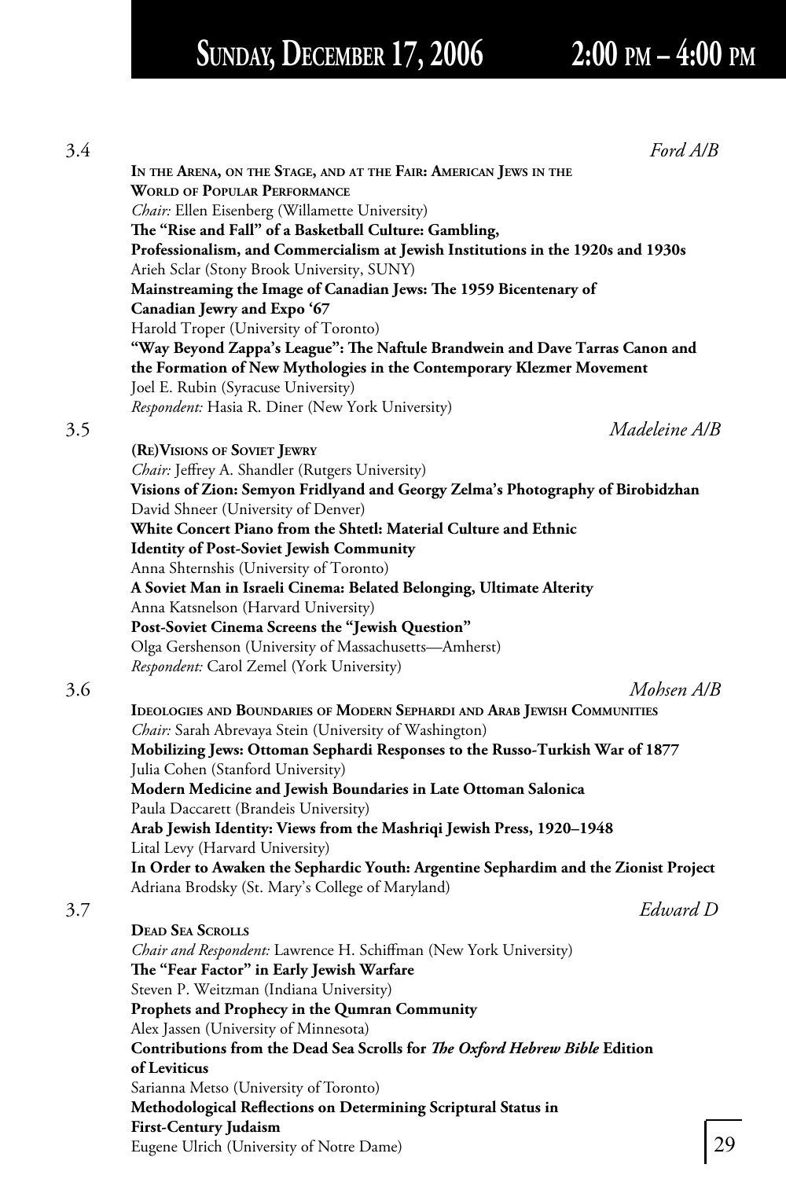# Sunday, December 17, 2006 2:00 PM – 4:00 PM

**3.4** *Ford A/B*

**In the Arena, on the Stage, and at the Fair: American Jews in the World of Popular Performance**

*Chair:* Ellen Eisenberg (Willamette University)

**The "Rise and Fall" of a Basketball Culture: Gambling, Professionalism, and Commercialism at Jewish Institutions in the 1920s and 1930s**
Arieh Sclar (Stony Brook University, SUNY)

**Mainstreaming the Image of Canadian Jews: The 1959 Bicentenary of Canadian Jewry and Expo '67**
Harold Troper (University of Toronto)

**"Way Beyond Zappa's League": The Naftule Brandwein and Dave Tarras Canon and the Formation of New Mythologies in the Contemporary Klezmer Movement**
Joel E. Rubin (Syracuse University)

*Respondent:* Hasia R. Diner (New York University)

**3.5** *Madeleine A/B*

**(Re)Visions of Soviet Jewry**

*Chair:* Jeffrey A. Shandler (Rutgers University)

**Visions of Zion: Semyon Fridlyand and Georgy Zelma's Photography of Birobidzhan**
David Shneer (University of Denver)

**White Concert Piano from the Shtetl: Material Culture and Ethnic Identity of Post-Soviet Jewish Community**
Anna Shternshis (University of Toronto)

**A Soviet Man in Israeli Cinema: Belated Belonging, Ultimate Alterity**
Anna Katsnelson (Harvard University)

**Post-Soviet Cinema Screens the "Jewish Question"**
Olga Gershenson (University of Massachusetts—Amherst)

*Respondent:* Carol Zemel (York University)

**3.6** *Mohsen A/B*

**Ideologies and Boundaries of Modern Sephardi and Arab Jewish Communities**

*Chair:* Sarah Abrevaya Stein (University of Washington)

**Mobilizing Jews: Ottoman Sephardi Responses to the Russo-Turkish War of 1877**
Julia Cohen (Stanford University)

**Modern Medicine and Jewish Boundaries in Late Ottoman Salonica**
Paula Daccarett (Brandeis University)

**Arab Jewish Identity: Views from the Mashriqi Jewish Press, 1920–1948**
Lital Levy (Harvard University)

**In Order to Awaken the Sephardic Youth: Argentine Sephardim and the Zionist Project**
Adriana Brodsky (St. Mary's College of Maryland)

**3.7** *Edward D*

**Dead Sea Scrolls**

*Chair and Respondent:* Lawrence H. Schiffman (New York University)

**The "Fear Factor" in Early Jewish Warfare**
Steven P. Weitzman (Indiana University)

**Prophets and Prophecy in the Qumran Community**
Alex Jassen (University of Minnesota)

**Contributions from the Dead Sea Scrolls for *The Oxford Hebrew Bible* Edition of Leviticus**
Sarianna Metso (University of Toronto)

**Methodological Reflections on Determining Scriptural Status in First-Century Judaism**
Eugene Ulrich (University of Notre Dame)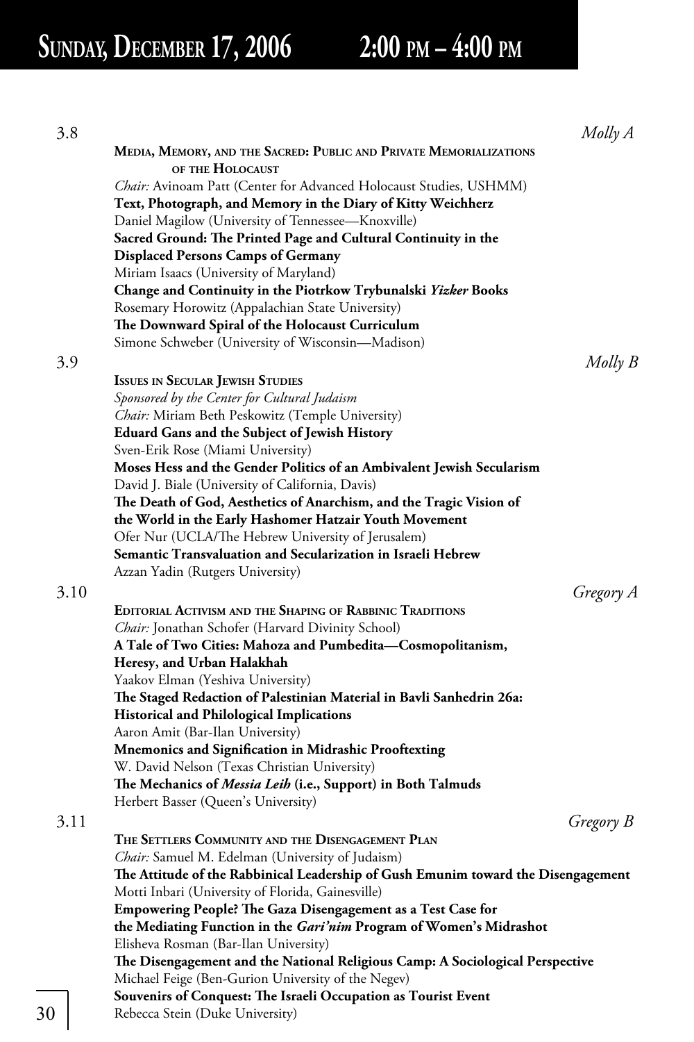# Sunday, December 17, 2006 2:00 pm – 4:00 pm

3.8 *Molly A*

**Media, Memory, and the Sacred: Public and Private Memorializations of the Holocaust**

*Chair:* Avinoam Patt (Center for Advanced Holocaust Studies, USHMM)

**Text, Photograph, and Memory in the Diary of Kitty Weichherz**
Daniel Magilow (University of Tennessee—Knoxville)

**Sacred Ground: The Printed Page and Cultural Continuity in the Displaced Persons Camps of Germany**
Miriam Isaacs (University of Maryland)

**Change and Continuity in the Piotrkow Trybunalski *Yizker* Books**
Rosemary Horowitz (Appalachian State University)

**The Downward Spiral of the Holocaust Curriculum**
Simone Schweber (University of Wisconsin—Madison)

3.9 *Molly B*

**Issues in Secular Jewish Studies**

*Sponsored by the Center for Cultural Judaism*

*Chair:* Miriam Beth Peskowitz (Temple University)

**Eduard Gans and the Subject of Jewish History**
Sven-Erik Rose (Miami University)

**Moses Hess and the Gender Politics of an Ambivalent Jewish Secularism**
David J. Biale (University of California, Davis)

**The Death of God, Aesthetics of Anarchism, and the Tragic Vision of the World in the Early Hashomer Hatzair Youth Movement**
Ofer Nur (UCLA/The Hebrew University of Jerusalem)

**Semantic Transvaluation and Secularization in Israeli Hebrew**
Azzan Yadin (Rutgers University)

3.10 *Gregory A*

**Editorial Activism and the Shaping of Rabbinic Traditions**

*Chair:* Jonathan Schofer (Harvard Divinity School)

**A Tale of Two Cities: Mahoza and Pumbedita—Cosmopolitanism, Heresy, and Urban Halakhah**
Yaakov Elman (Yeshiva University)

**The Staged Redaction of Palestinian Material in Bavli Sanhedrin 26a: Historical and Philological Implications**
Aaron Amit (Bar-Ilan University)

**Mnemonics and Signification in Midrashic Prooftexting**
W. David Nelson (Texas Christian University)

**The Mechanics of *Messia Leih* (i.e., Support) in Both Talmuds**
Herbert Basser (Queen's University)

3.11 *Gregory B*

**The Settlers Community and the Disengagement Plan**

*Chair:* Samuel M. Edelman (University of Judaism)

**The Attitude of the Rabbinical Leadership of Gush Emunim toward the Disengagement**
Motti Inbari (University of Florida, Gainesville)

**Empowering People? The Gaza Disengagement as a Test Case for the Mediating Function in the *Gari'nim* Program of Women's Midrashot**
Elisheva Rosman (Bar-Ilan University)

**The Disengagement and the National Religious Camp: A Sociological Perspective**
Michael Feige (Ben-Gurion University of the Negev)

**Souvenirs of Conquest: The Israeli Occupation as Tourist Event**
Rebecca Stein (Duke University)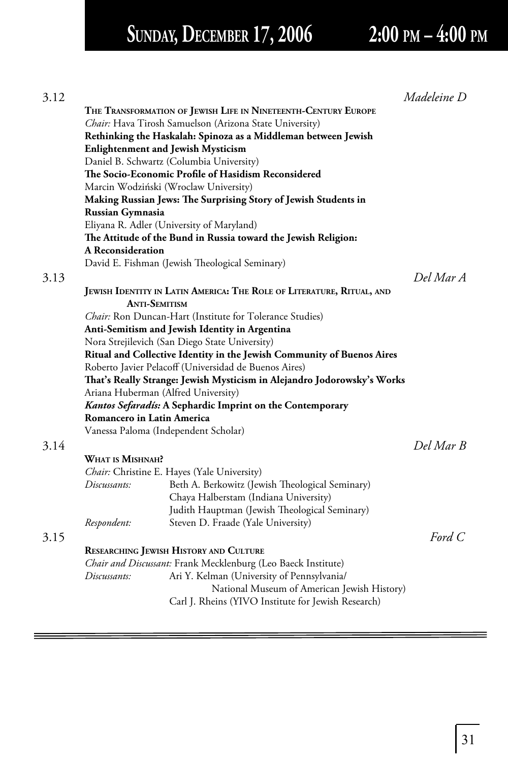# Sunday, December 17, 2006 2:00 PM – 4:00 PM

**3.12** *Madeleine D*

**The Transformation of Jewish Life in Nineteenth-Century Europe**

*Chair:* Hava Tirosh Samuelson (Arizona State University)

**Rethinking the Haskalah: Spinoza as a Middleman between Jewish Enlightenment and Jewish Mysticism**
Daniel B. Schwartz (Columbia University)

**The Socio-Economic Profile of Hasidism Reconsidered**
Marcin Wodziński (Wroclaw University)

**Making Russian Jews: The Surprising Story of Jewish Students in Russian Gymnasia**
Eliyana R. Adler (University of Maryland)

**The Attitude of the Bund in Russia toward the Jewish Religion: A Reconsideration**
David E. Fishman (Jewish Theological Seminary)

**3.13** *Del Mar A*

**Jewish Identity in Latin America: The Role of Literature, Ritual, and Anti-Semitism**

*Chair:* Ron Duncan-Hart (Institute for Tolerance Studies)

**Anti-Semitism and Jewish Identity in Argentina**
Nora Strejilevich (San Diego State University)

**Ritual and Collective Identity in the Jewish Community of Buenos Aires**
Roberto Javier Pelacoff (Universidad de Buenos Aires)

**That's Really Strange: Jewish Mysticism in Alejandro Jodorowsky's Works**
Ariana Huberman (Alfred University)

***Kantos Sefaradís:* A Sephardic Imprint on the Contemporary Romancero in Latin America**
Vanessa Paloma (Independent Scholar)

**3.14** *Del Mar B*

**What is Mishnah?**

*Chair:* Christine E. Hayes (Yale University)

*Discussants:* Beth A. Berkowitz (Jewish Theological Seminary)
Chaya Halberstam (Indiana University)
Judith Hauptman (Jewish Theological Seminary)

*Respondent:* Steven D. Fraade (Yale University)

**3.15** *Ford C*

**Researching Jewish History and Culture**

*Chair and Discussant:* Frank Mecklenburg (Leo Baeck Institute)

*Discussants:* Ari Y. Kelman (University of Pennsylvania/ National Museum of American Jewish History)
Carl J. Rheins (YIVO Institute for Jewish Research)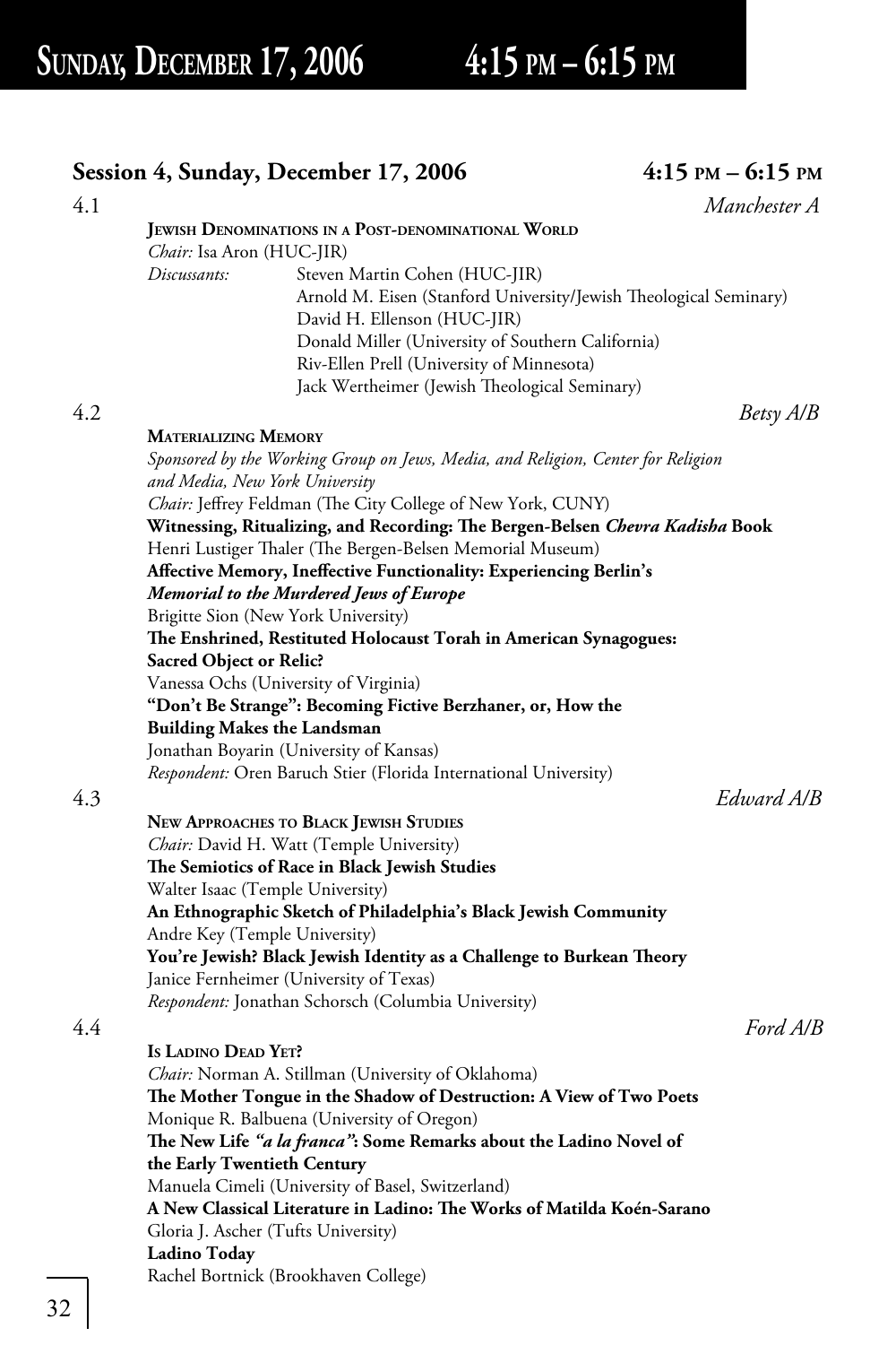# Sunday, December 17, 2006 4:15 pm – 6:15 pm

## Session 4, Sunday, December 17, 2006 4:15 pm – 6:15 pm

### 4.1 *Manchester A*

**Jewish Denominations in a Post-denominational World**

*Chair:* Isa Aron (HUC-JIR)

*Discussants:* Steven Martin Cohen (HUC-JIR)
Arnold M. Eisen (Stanford University/Jewish Theological Seminary)
David H. Ellenson (HUC-JIR)
Donald Miller (University of Southern California)
Riv-Ellen Prell (University of Minnesota)
Jack Wertheimer (Jewish Theological Seminary)

### 4.2 *Betsy A/B*

**Materializing Memory**

*Sponsored by the Working Group on Jews, Media, and Religion, Center for Religion and Media, New York University*

*Chair:* Jeffrey Feldman (The City College of New York, CUNY)

**Witnessing, Ritualizing, and Recording: The Bergen-Belsen *Chevra Kadisha* Book**
Henri Lustiger Thaler (The Bergen-Belsen Memorial Museum)

**Affective Memory, Ineffective Functionality: Experiencing Berlin's *Memorial to the Murdered Jews of Europe***
Brigitte Sion (New York University)

**The Enshrined, Restituted Holocaust Torah in American Synagogues: Sacred Object or Relic?**
Vanessa Ochs (University of Virginia)

**"Don't Be Strange": Becoming Fictive Berzhaner, or, How the Building Makes the Landsman**
Jonathan Boyarin (University of Kansas)

*Respondent:* Oren Baruch Stier (Florida International University)

### 4.3 *Edward A/B*

**New Approaches to Black Jewish Studies**

*Chair:* David H. Watt (Temple University)

**The Semiotics of Race in Black Jewish Studies**
Walter Isaac (Temple University)

**An Ethnographic Sketch of Philadelphia's Black Jewish Community**
Andre Key (Temple University)

**You're Jewish? Black Jewish Identity as a Challenge to Burkean Theory**
Janice Fernheimer (University of Texas)

*Respondent:* Jonathan Schorsch (Columbia University)

### 4.4 *Ford A/B*

**Is Ladino Dead Yet?**

*Chair:* Norman A. Stillman (University of Oklahoma)

**The Mother Tongue in the Shadow of Destruction: A View of Two Poets**
Monique R. Balbuena (University of Oregon)

**The New Life *"a la franca"*: Some Remarks about the Ladino Novel of the Early Twentieth Century**
Manuela Cimeli (University of Basel, Switzerland)

**A New Classical Literature in Ladino: The Works of Matilda Koén-Sarano**
Gloria J. Ascher (Tufts University)

**Ladino Today**
Rachel Bortnick (Brookhaven College)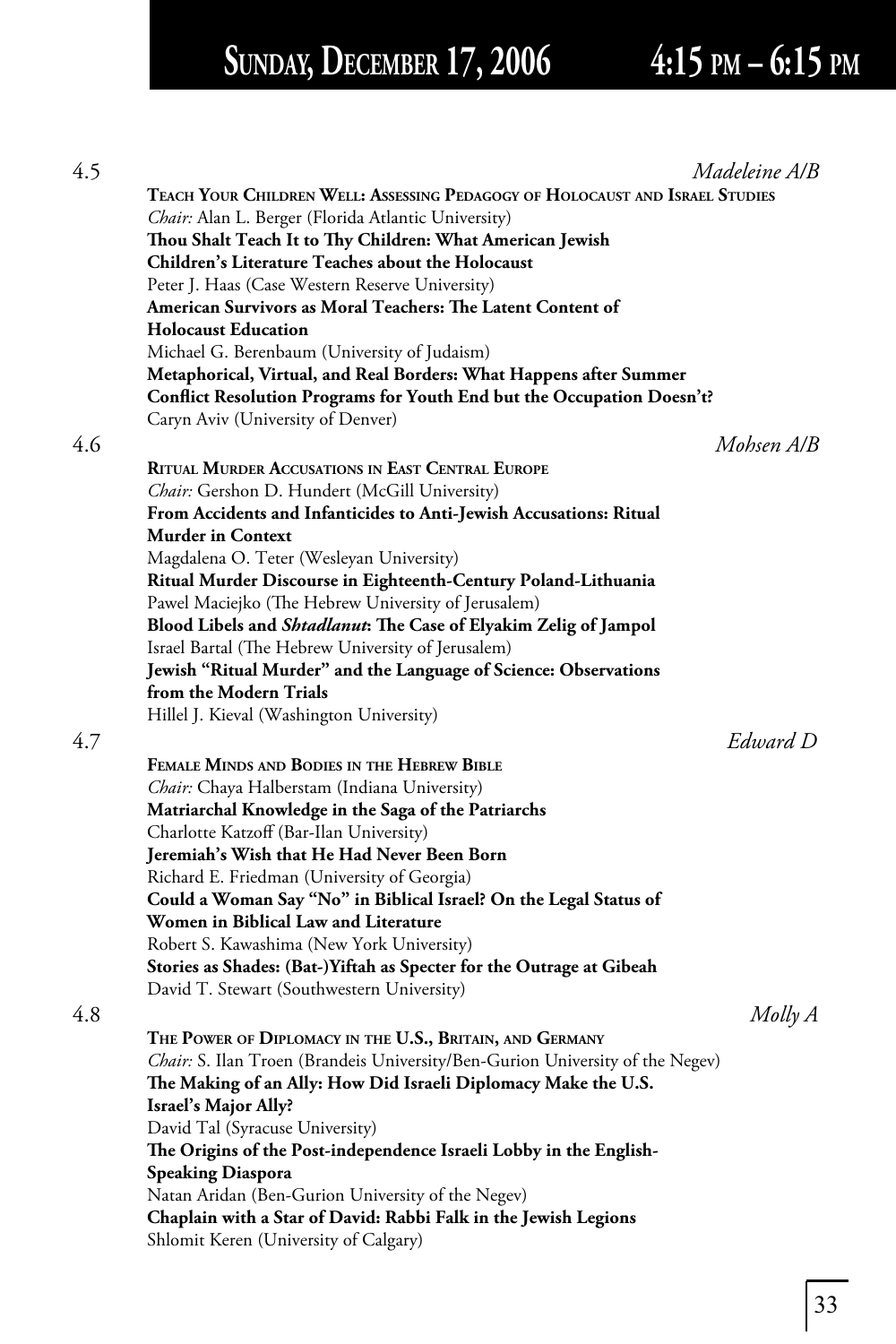# Sunday, December 17, 2006 4:15 pm – 6:15 pm

## 4.5 *Madeleine A/B*

**Teach Your Children Well: Assessing Pedagogy of Holocaust and Israel Studies**
*Chair:* Alan L. Berger (Florida Atlantic University)

**Thou Shalt Teach It to Thy Children: What American Jewish Children's Literature Teaches about the Holocaust**
Peter J. Haas (Case Western Reserve University)

**American Survivors as Moral Teachers: The Latent Content of Holocaust Education**
Michael G. Berenbaum (University of Judaism)

**Metaphorical, Virtual, and Real Borders: What Happens after Summer Conflict Resolution Programs for Youth End but the Occupation Doesn't?**
Caryn Aviv (University of Denver)

## 4.6 *Mohsen A/B*

**Ritual Murder Accusations in East Central Europe**
*Chair:* Gershon D. Hundert (McGill University)

**From Accidents and Infanticides to Anti-Jewish Accusations: Ritual Murder in Context**
Magdalena O. Teter (Wesleyan University)

**Ritual Murder Discourse in Eighteenth-Century Poland-Lithuania**
Pawel Maciejko (The Hebrew University of Jerusalem)

**Blood Libels and *Shtadlanut*: The Case of Elyakim Zelig of Jampol**
Israel Bartal (The Hebrew University of Jerusalem)

**Jewish "Ritual Murder" and the Language of Science: Observations from the Modern Trials**
Hillel J. Kieval (Washington University)

## 4.7 *Edward D*

**Female Minds and Bodies in the Hebrew Bible**
*Chair:* Chaya Halberstam (Indiana University)

**Matriarchal Knowledge in the Saga of the Patriarchs**
Charlotte Katzoff (Bar-Ilan University)

**Jeremiah's Wish that He Had Never Been Born**
Richard E. Friedman (University of Georgia)

**Could a Woman Say "No" in Biblical Israel? On the Legal Status of Women in Biblical Law and Literature**
Robert S. Kawashima (New York University)

**Stories as Shades: (Bat-)Yiftah as Specter for the Outrage at Gibeah**
David T. Stewart (Southwestern University)

## 4.8 *Molly A*

**The Power of Diplomacy in the U.S., Britain, and Germany**
*Chair:* S. Ilan Troen (Brandeis University/Ben-Gurion University of the Negev)

**The Making of an Ally: How Did Israeli Diplomacy Make the U.S. Israel's Major Ally?**
David Tal (Syracuse University)

**The Origins of the Post-independence Israeli Lobby in the English-Speaking Diaspora**
Natan Aridan (Ben-Gurion University of the Negev)

**Chaplain with a Star of David: Rabbi Falk in the Jewish Legions**
Shlomit Keren (University of Calgary)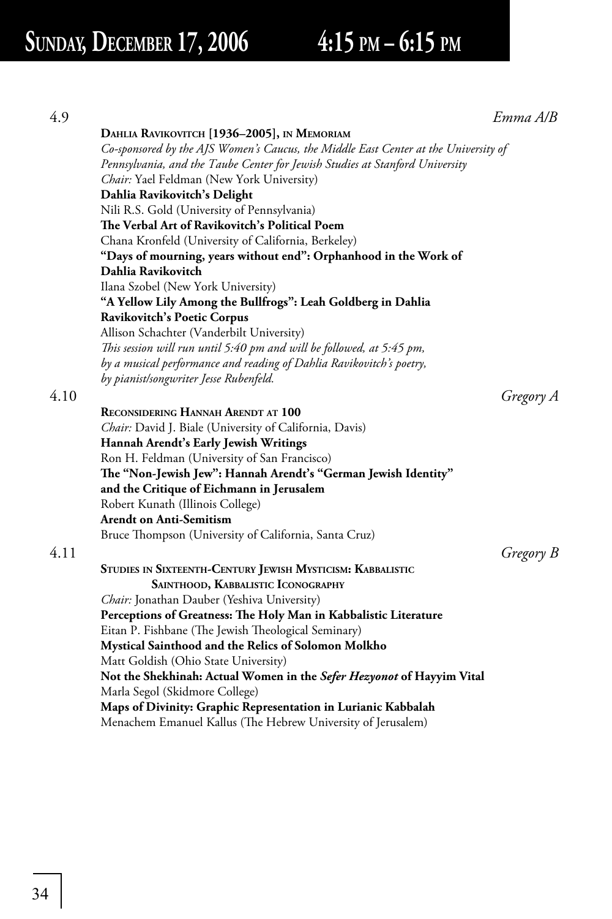# Sunday, December 17, 2006 4:15 pm – 6:15 pm

4.9 *Emma A/B*

**Dahlia Ravikovitch [1936–2005], in Memoriam**

*Co-sponsored by the AJS Women's Caucus, the Middle East Center at the University of Pennsylvania, and the Taube Center for Jewish Studies at Stanford University*

*Chair:* Yael Feldman (New York University)

**Dahlia Ravikovitch's Delight**
Nili R.S. Gold (University of Pennsylvania)

**The Verbal Art of Ravikovitch's Political Poem**
Chana Kronfeld (University of California, Berkeley)

**"Days of mourning, years without end": Orphanhood in the Work of Dahlia Ravikovitch**
Ilana Szobel (New York University)

**"A Yellow Lily Among the Bullfrogs": Leah Goldberg in Dahlia Ravikovitch's Poetic Corpus**
Allison Schachter (Vanderbilt University)

*This session will run until 5:40 pm and will be followed, at 5:45 pm, by a musical performance and reading of Dahlia Ravikovitch's poetry, by pianist/songwriter Jesse Rubenfeld.*

4.10 *Gregory A*

**Reconsidering Hannah Arendt at 100**

*Chair:* David J. Biale (University of California, Davis)

**Hannah Arendt's Early Jewish Writings**
Ron H. Feldman (University of San Francisco)

**The "Non-Jewish Jew": Hannah Arendt's "German Jewish Identity" and the Critique of Eichmann in Jerusalem**
Robert Kunath (Illinois College)

**Arendt on Anti-Semitism**
Bruce Thompson (University of California, Santa Cruz)

4.11 *Gregory B*

**Studies in Sixteenth-Century Jewish Mysticism: Kabbalistic Sainthood, Kabbalistic Iconography**

*Chair:* Jonathan Dauber (Yeshiva University)

**Perceptions of Greatness: The Holy Man in Kabbalistic Literature**
Eitan P. Fishbane (The Jewish Theological Seminary)

**Mystical Sainthood and the Relics of Solomon Molkho**
Matt Goldish (Ohio State University)

**Not the Shekhinah: Actual Women in the *Sefer Hezyonot* of Hayyim Vital**
Marla Segol (Skidmore College)

**Maps of Divinity: Graphic Representation in Lurianic Kabbalah**
Menachem Emanuel Kallus (The Hebrew University of Jerusalem)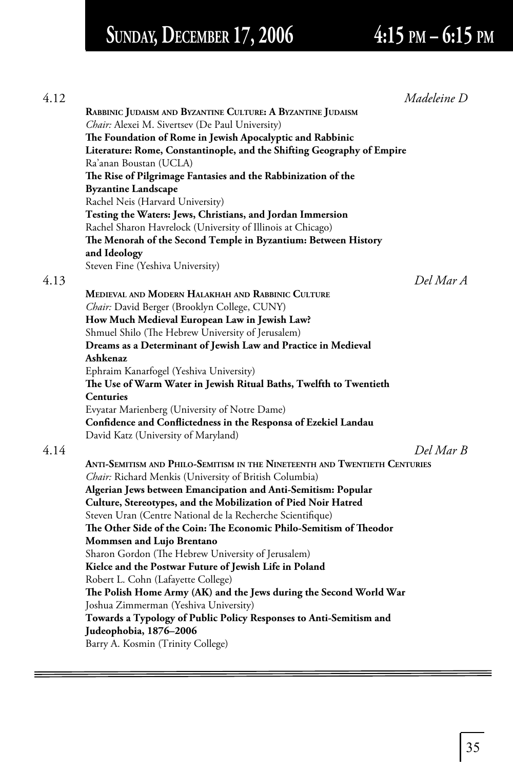# Sunday, December 17, 2006 — 4:15 PM – 6:15 PM

4.12 *Madeleine D*

**Rabbinic Judaism and Byzantine Culture: A Byzantine Judaism**

*Chair:* Alexei M. Sivertsev (De Paul University)

**The Foundation of Rome in Jewish Apocalyptic and Rabbinic Literature: Rome, Constantinople, and the Shifting Geography of Empire**
Ra'anan Boustan (UCLA)

**The Rise of Pilgrimage Fantasies and the Rabbinization of the Byzantine Landscape**
Rachel Neis (Harvard University)

**Testing the Waters: Jews, Christians, and Jordan Immersion**
Rachel Sharon Havrelock (University of Illinois at Chicago)

**The Menorah of the Second Temple in Byzantium: Between History and Ideology**
Steven Fine (Yeshiva University)

4.13 *Del Mar A*

**Medieval and Modern Halakhah and Rabbinic Culture**

*Chair:* David Berger (Brooklyn College, CUNY)

**How Much Medieval European Law in Jewish Law?**
Shmuel Shilo (The Hebrew University of Jerusalem)

**Dreams as a Determinant of Jewish Law and Practice in Medieval Ashkenaz**
Ephraim Kanarfogel (Yeshiva University)

**The Use of Warm Water in Jewish Ritual Baths, Twelfth to Twentieth Centuries**
Evyatar Marienberg (University of Notre Dame)

**Confidence and Conflictedness in the Responsa of Ezekiel Landau**
David Katz (University of Maryland)

4.14 *Del Mar B*

**Anti-Semitism and Philo-Semitism in the Nineteenth and Twentieth Centuries**

*Chair:* Richard Menkis (University of British Columbia)

**Algerian Jews between Emancipation and Anti-Semitism: Popular Culture, Stereotypes, and the Mobilization of Pied Noir Hatred**
Steven Uran (Centre National de la Recherche Scientifique)

**The Other Side of the Coin: The Economic Philo-Semitism of Theodor Mommsen and Lujo Brentano**
Sharon Gordon (The Hebrew University of Jerusalem)

**Kielce and the Postwar Future of Jewish Life in Poland**
Robert L. Cohn (Lafayette College)

**The Polish Home Army (AK) and the Jews during the Second World War**
Joshua Zimmerman (Yeshiva University)

**Towards a Typology of Public Policy Responses to Anti-Semitism and Judeophobia, 1876–2006**
Barry A. Kosmin (Trinity College)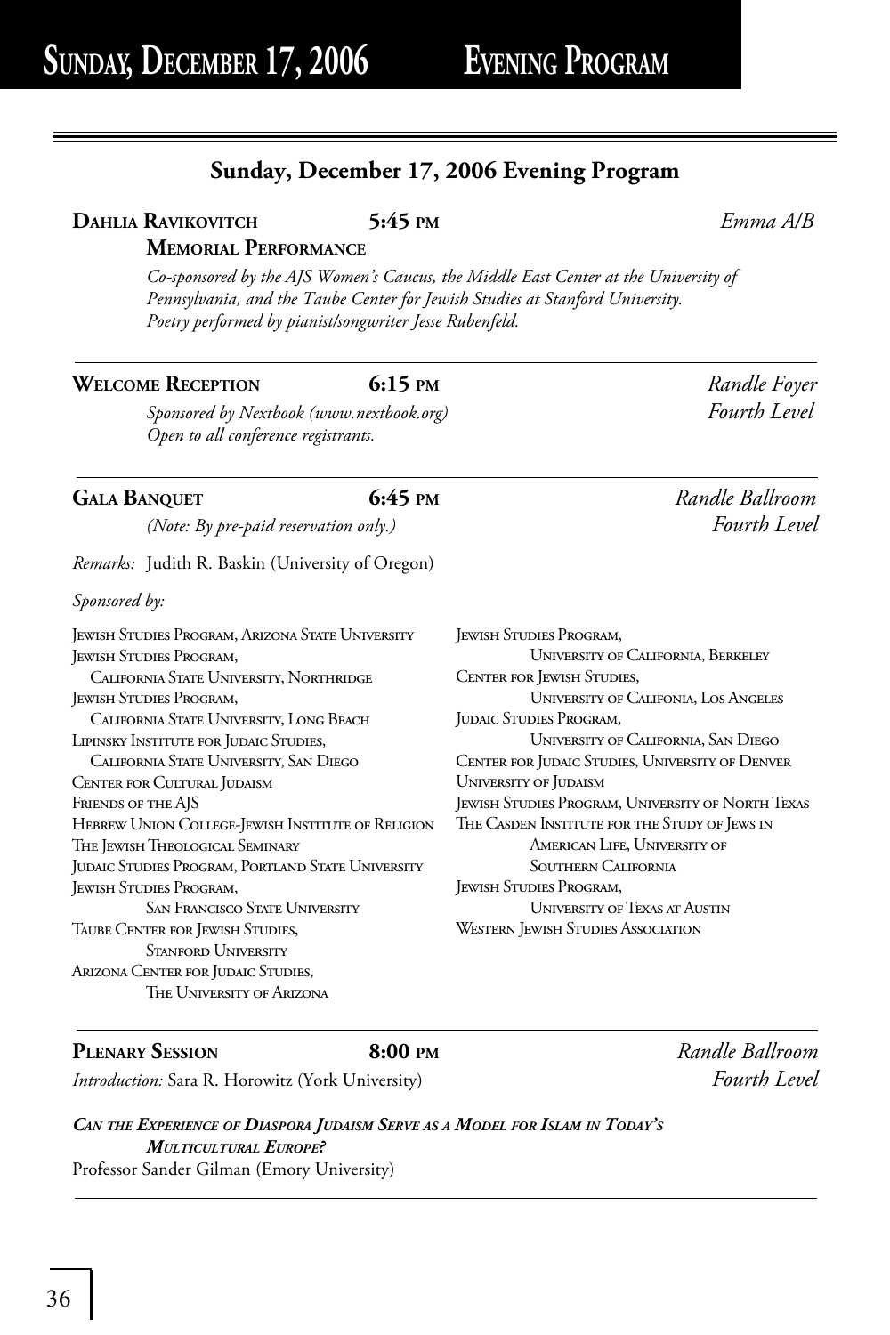## Sunday, December 17, 2006 Evening Program

**Dahlia Ravikovitch Memorial Performance** — **5:45 PM** — *Emma A/B*

*Co-sponsored by the AJS Women's Caucus, the Middle East Center at the University of Pennsylvania, and the Taube Center for Jewish Studies at Stanford University. Poetry performed by pianist/songwriter Jesse Rubenfeld.*

---

**Welcome Reception** — **6:15 PM** — *Randle Foyer, Fourth Level*

*Sponsored by Nextbook (www.nextbook.org)*
*Open to all conference registrants.*

---

**Gala Banquet** — **6:45 PM** — *Randle Ballroom, Fourth Level*

*(Note: By pre-paid reservation only.)*

*Remarks:* Judith R. Baskin (University of Oregon)

*Sponsored by:*

- Jewish Studies Program, Arizona State University
- Jewish Studies Program, California State University, Northridge
- Jewish Studies Program, California State University, Long Beach
- Lipinsky Institute for Judaic Studies, California State University, San Diego
- Center for Cultural Judaism
- Friends of the AJS
- Hebrew Union College-Jewish Institute of Religion
- The Jewish Theological Seminary
- Judaic Studies Program, Portland State University
- Jewish Studies Program, San Francisco State University
- Taube Center for Jewish Studies, Stanford University
- Arizona Center for Judaic Studies, The University of Arizona
- Jewish Studies Program, University of California, Berkeley
- Center for Jewish Studies, University of Califonia, Los Angeles
- Judaic Studies Program, University of California, San Diego
- Center for Judaic Studies, University of Denver
- University of Judaism
- Jewish Studies Program, University of North Texas
- The Casden Institute for the Study of Jews in American Life, University of Southern California
- Jewish Studies Program, University of Texas at Austin
- Western Jewish Studies Association

---

**Plenary Session** — **8:00 PM** — *Randle Ballroom, Fourth Level*

*Introduction:* Sara R. Horowitz (York University)

***Can the Experience of Diaspora Judaism Serve as a Model for Islam in Today's Multicultural Europe?***

Professor Sander Gilman (Emory University)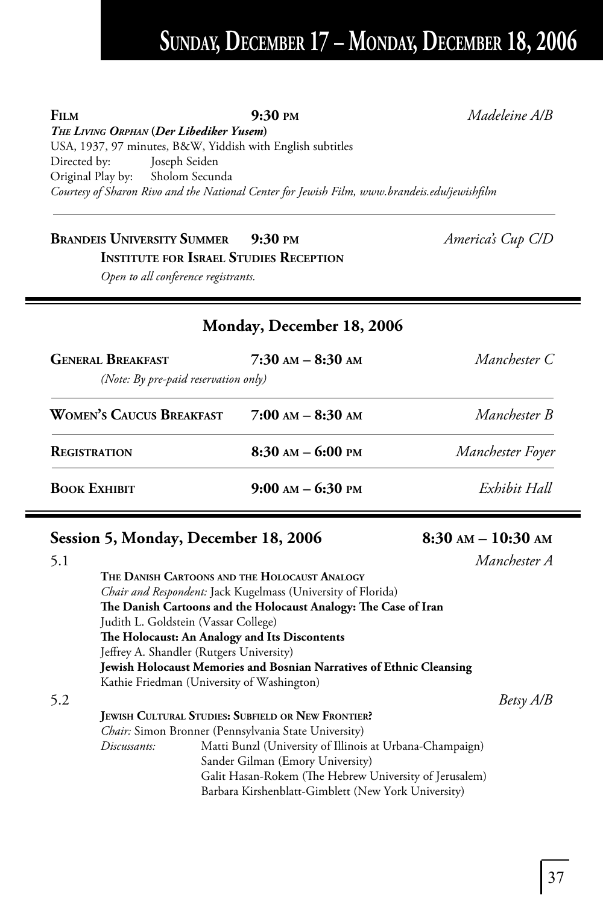# Sunday, December 17 – Monday, December 18, 2006

**Film** — **9:30 pm** — *Madeleine A/B*

***The Living Orphan* (*Der Libediker Yusem*)**
USA, 1937, 97 minutes, B&W, Yiddish with English subtitles
Directed by: Joseph Seiden
Original Play by: Sholom Secunda
*Courtesy of Sharon Rivo and the National Center for Jewish Film, www.brandeis.edu/jewishfilm*

---

**Brandeis University Summer Institute for Israel Studies Reception** — **9:30 pm** — *America's Cup C/D*
*Open to all conference registrants.*

---

## Monday, December 18, 2006

**General Breakfast** — **7:30 am – 8:30 am** — *Manchester C*
*(Note: By pre-paid reservation only)*

**Women's Caucus Breakfast** — **7:00 am – 8:30 am** — *Manchester B*

**Registration** — **8:30 am – 6:00 pm** — *Manchester Foyer*

**Book Exhibit** — **9:00 am – 6:30 pm** — *Exhibit Hall*

---

## Session 5, Monday, December 18, 2006 — 8:30 am – 10:30 am

**5.1** — *Manchester A*

**The Danish Cartoons and the Holocaust Analogy**
*Chair and Respondent:* Jack Kugelmass (University of Florida)
**The Danish Cartoons and the Holocaust Analogy: The Case of Iran**
Judith L. Goldstein (Vassar College)
**The Holocaust: An Analogy and Its Discontents**
Jeffrey A. Shandler (Rutgers University)
**Jewish Holocaust Memories and Bosnian Narratives of Ethnic Cleansing**
Kathie Friedman (University of Washington)

**5.2** — *Betsy A/B*

**Jewish Cultural Studies: Subfield or New Frontier?**
*Chair:* Simon Bronner (Pennsylvania State University)
*Discussants:* Matti Bunzl (University of Illinois at Urbana-Champaign)
Sander Gilman (Emory University)
Galit Hasan-Rokem (The Hebrew University of Jerusalem)
Barbara Kirshenblatt-Gimblett (New York University)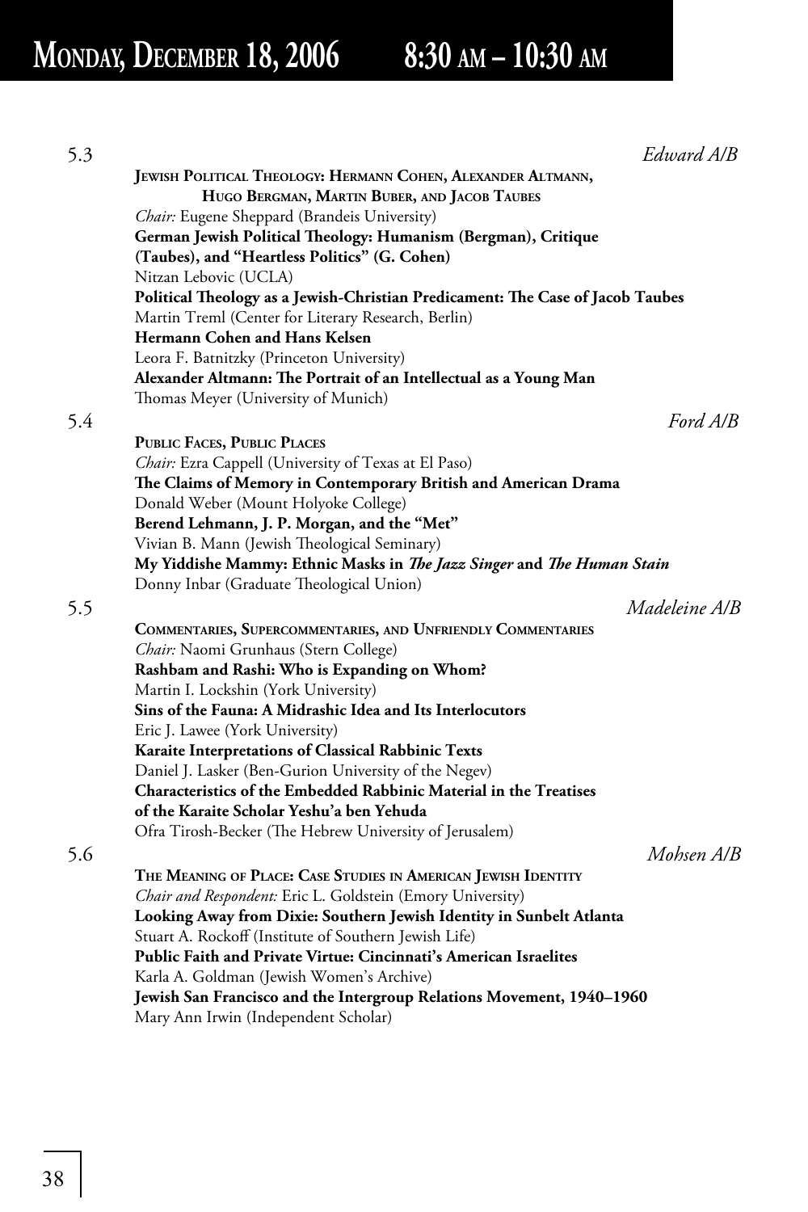# Monday, December 18, 2006 8:30 am – 10:30 am

**5.3** *Edward A/B*

**Jewish Political Theology: Hermann Cohen, Alexander Altmann, Hugo Bergman, Martin Buber, and Jacob Taubes**

*Chair:* Eugene Sheppard (Brandeis University)

**German Jewish Political Theology: Humanism (Bergman), Critique (Taubes), and "Heartless Politics" (G. Cohen)**
Nitzan Lebovic (UCLA)

**Political Theology as a Jewish-Christian Predicament: The Case of Jacob Taubes**
Martin Treml (Center for Literary Research, Berlin)

**Hermann Cohen and Hans Kelsen**
Leora F. Batnitzky (Princeton University)

**Alexander Altmann: The Portrait of an Intellectual as a Young Man**
Thomas Meyer (University of Munich)

**5.4** *Ford A/B*

**Public Faces, Public Places**

*Chair:* Ezra Cappell (University of Texas at El Paso)

**The Claims of Memory in Contemporary British and American Drama**
Donald Weber (Mount Holyoke College)

**Berend Lehmann, J. P. Morgan, and the "Met"**
Vivian B. Mann (Jewish Theological Seminary)

**My Yiddishe Mammy: Ethnic Masks in *The Jazz Singer* and *The Human Stain***
Donny Inbar (Graduate Theological Union)

**5.5** *Madeleine A/B*

**Commentaries, Supercommentaries, and Unfriendly Commentaries**

*Chair:* Naomi Grunhaus (Stern College)

**Rashbam and Rashi: Who is Expanding on Whom?**
Martin I. Lockshin (York University)

**Sins of the Fauna: A Midrashic Idea and Its Interlocutors**
Eric J. Lawee (York University)

**Karaite Interpretations of Classical Rabbinic Texts**
Daniel J. Lasker (Ben-Gurion University of the Negev)

**Characteristics of the Embedded Rabbinic Material in the Treatises of the Karaite Scholar Yeshu'a ben Yehuda**
Ofra Tirosh-Becker (The Hebrew University of Jerusalem)

**5.6** *Mohsen A/B*

**The Meaning of Place: Case Studies in American Jewish Identity**

*Chair and Respondent:* Eric L. Goldstein (Emory University)

**Looking Away from Dixie: Southern Jewish Identity in Sunbelt Atlanta**
Stuart A. Rockoff (Institute of Southern Jewish Life)

**Public Faith and Private Virtue: Cincinnati's American Israelites**
Karla A. Goldman (Jewish Women's Archive)

**Jewish San Francisco and the Intergroup Relations Movement, 1940–1960**
Mary Ann Irwin (Independent Scholar)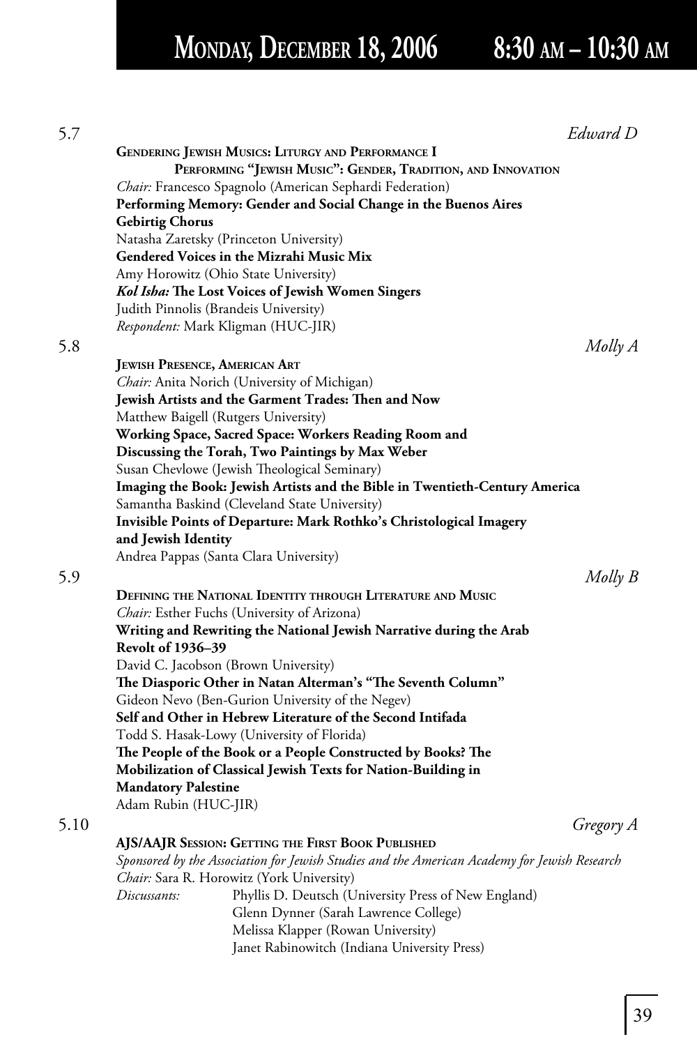# Monday, December 18, 2006 8:30 am – 10:30 am

5.7 *Edward D*

**Gendering Jewish Musics: Liturgy and Performance I**

**Performing "Jewish Music": Gender, Tradition, and Innovation**

*Chair:* Francesco Spagnolo (American Sephardi Federation)

**Performing Memory: Gender and Social Change in the Buenos Aires Gebirtig Chorus**

Natasha Zaretsky (Princeton University)

**Gendered Voices in the Mizrahi Music Mix**

Amy Horowitz (Ohio State University)

***Kol Isha:* The Lost Voices of Jewish Women Singers**

Judith Pinnolis (Brandeis University)

*Respondent:* Mark Kligman (HUC-JIR)

5.8 *Molly A*

**Jewish Presence, American Art**

*Chair:* Anita Norich (University of Michigan)

**Jewish Artists and the Garment Trades: Then and Now**

Matthew Baigell (Rutgers University)

**Working Space, Sacred Space: Workers Reading Room and Discussing the Torah, Two Paintings by Max Weber**

Susan Chevlowe (Jewish Theological Seminary)

**Imaging the Book: Jewish Artists and the Bible in Twentieth-Century America**

Samantha Baskind (Cleveland State University)

**Invisible Points of Departure: Mark Rothko's Christological Imagery and Jewish Identity**

Andrea Pappas (Santa Clara University)

5.9 *Molly B*

**Defining the National Identity through Literature and Music**

*Chair:* Esther Fuchs (University of Arizona)

**Writing and Rewriting the National Jewish Narrative during the Arab Revolt of 1936–39**

David C. Jacobson (Brown University)

**The Diasporic Other in Natan Alterman's "The Seventh Column"**

Gideon Nevo (Ben-Gurion University of the Negev)

**Self and Other in Hebrew Literature of the Second Intifada**

Todd S. Hasak-Lowy (University of Florida)

**The People of the Book or a People Constructed by Books? The Mobilization of Classical Jewish Texts for Nation-Building in Mandatory Palestine**

Adam Rubin (HUC-JIR)

5.10 *Gregory A*

**AJS/AAJR Session: Getting the First Book Published**

*Sponsored by the Association for Jewish Studies and the American Academy for Jewish Research*

*Chair:* Sara R. Horowitz (York University)

*Discussants:* Phyllis D. Deutsch (University Press of New England)
Glenn Dynner (Sarah Lawrence College)
Melissa Klapper (Rowan University)
Janet Rabinowitch (Indiana University Press)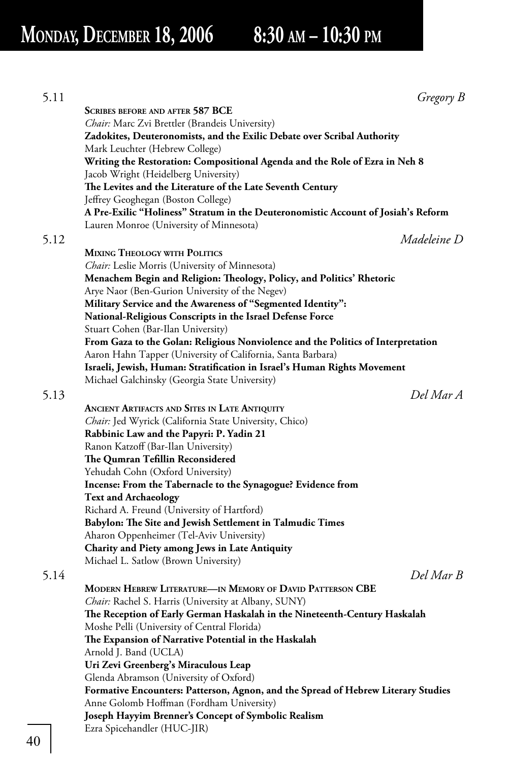# Monday, December 18, 2006 8:30 am – 10:30 pm

**5.11** *Gregory B*

**Scribes before and after 587 BCE**

*Chair:* Marc Zvi Brettler (Brandeis University)

**Zadokites, Deuteronomists, and the Exilic Debate over Scribal Authority**
Mark Leuchter (Hebrew College)

**Writing the Restoration: Compositional Agenda and the Role of Ezra in Neh 8**
Jacob Wright (Heidelberg University)

**The Levites and the Literature of the Late Seventh Century**
Jeffrey Geoghegan (Boston College)

**A Pre-Exilic "Holiness" Stratum in the Deuteronomistic Account of Josiah's Reform**
Lauren Monroe (University of Minnesota)

**5.12** *Madeleine D*

**Mixing Theology with Politics**

*Chair:* Leslie Morris (University of Minnesota)

**Menachem Begin and Religion: Theology, Policy, and Politics' Rhetoric**
Arye Naor (Ben-Gurion University of the Negev)

**Military Service and the Awareness of "Segmented Identity": National-Religious Conscripts in the Israel Defense Force**
Stuart Cohen (Bar-Ilan University)

**From Gaza to the Golan: Religious Nonviolence and the Politics of Interpretation**
Aaron Hahn Tapper (University of California, Santa Barbara)

**Israeli, Jewish, Human: Stratification in Israel's Human Rights Movement**
Michael Galchinsky (Georgia State University)

**5.13** *Del Mar A*

**Ancient Artifacts and Sites in Late Antiquity**

*Chair:* Jed Wyrick (California State University, Chico)

**Rabbinic Law and the Papyri: P. Yadin 21**
Ranon Katzoff (Bar-Ilan University)

**The Qumran Tefillin Reconsidered**
Yehudah Cohn (Oxford University)

**Incense: From the Tabernacle to the Synagogue? Evidence from Text and Archaeology**
Richard A. Freund (University of Hartford)

**Babylon: The Site and Jewish Settlement in Talmudic Times**
Aharon Oppenheimer (Tel-Aviv University)

**Charity and Piety among Jews in Late Antiquity**
Michael L. Satlow (Brown University)

**5.14** *Del Mar B*

**Modern Hebrew Literature—in Memory of David Patterson CBE**

*Chair:* Rachel S. Harris (University at Albany, SUNY)

**The Reception of Early German Haskalah in the Nineteenth-Century Haskalah**
Moshe Pelli (University of Central Florida)

**The Expansion of Narrative Potential in the Haskalah**
Arnold J. Band (UCLA)

**Uri Zevi Greenberg's Miraculous Leap**
Glenda Abramson (University of Oxford)

**Formative Encounters: Patterson, Agnon, and the Spread of Hebrew Literary Studies**
Anne Golomb Hoffman (Fordham University)

**Joseph Hayyim Brenner's Concept of Symbolic Realism**
Ezra Spicehandler (HUC-JIR)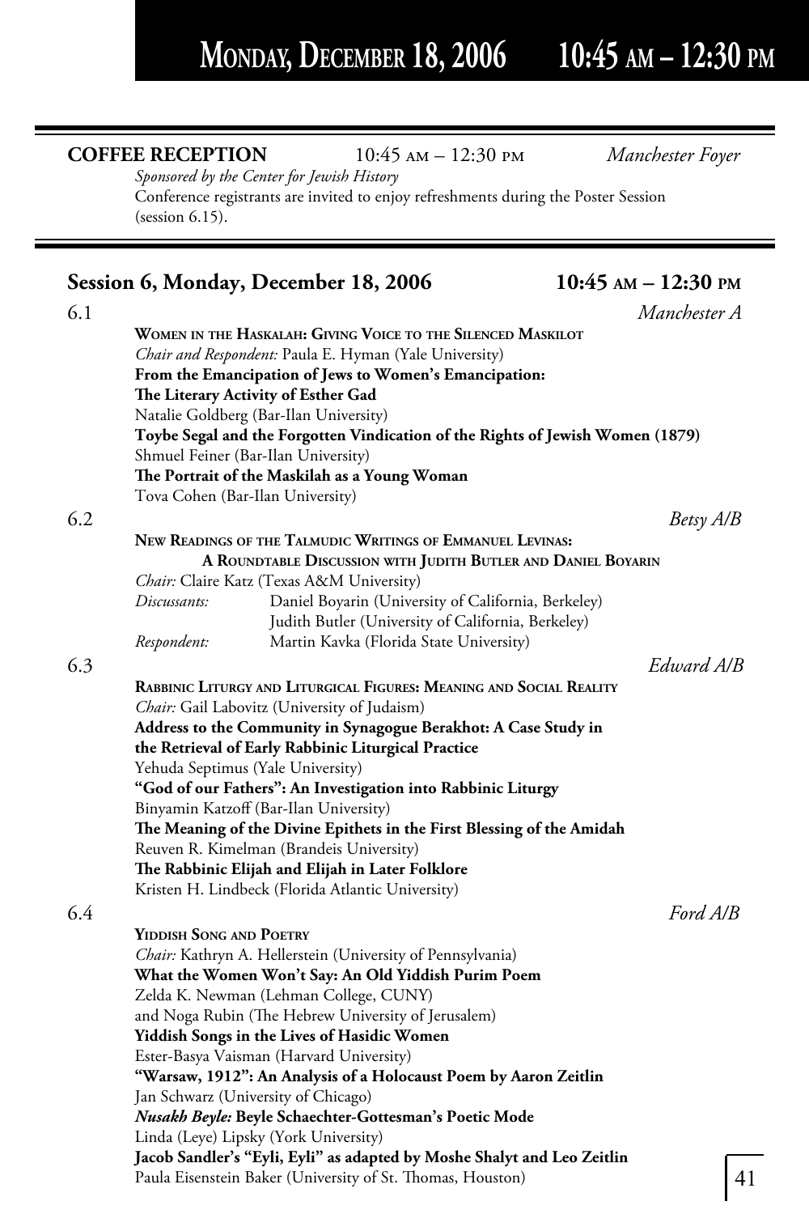# Monday, December 18, 2006 10:45 am – 12:30 pm

**COFFEE RECEPTION** 10:45 am – 12:30 pm *Manchester Foyer*

*Sponsored by the Center for Jewish History*

Conference registrants are invited to enjoy refreshments during the Poster Session (session 6.15).

## Session 6, Monday, December 18, 2006 10:45 am – 12:30 pm

### 6.1 *Manchester A*

**Women in the Haskalah: Giving Voice to the Silenced Maskilot**

*Chair and Respondent:* Paula E. Hyman (Yale University)

**From the Emancipation of Jews to Women's Emancipation: The Literary Activity of Esther Gad**
Natalie Goldberg (Bar-Ilan University)

**Toybe Segal and the Forgotten Vindication of the Rights of Jewish Women (1879)**
Shmuel Feiner (Bar-Ilan University)

**The Portrait of the Maskilah as a Young Woman**
Tova Cohen (Bar-Ilan University)

### 6.2 *Betsy A/B*

**New Readings of the Talmudic Writings of Emmanuel Levinas: A Roundtable Discussion with Judith Butler and Daniel Boyarin**

*Chair:* Claire Katz (Texas A&M University)

*Discussants:* Daniel Boyarin (University of California, Berkeley)
Judith Butler (University of California, Berkeley)

*Respondent:* Martin Kavka (Florida State University)

### 6.3 *Edward A/B*

**Rabbinic Liturgy and Liturgical Figures: Meaning and Social Reality**

*Chair:* Gail Labovitz (University of Judaism)

**Address to the Community in Synagogue Berakhot: A Case Study in the Retrieval of Early Rabbinic Liturgical Practice**
Yehuda Septimus (Yale University)

**"God of our Fathers": An Investigation into Rabbinic Liturgy**
Binyamin Katzoff (Bar-Ilan University)

**The Meaning of the Divine Epithets in the First Blessing of the Amidah**
Reuven R. Kimelman (Brandeis University)

**The Rabbinic Elijah and Elijah in Later Folklore**
Kristen H. Lindbeck (Florida Atlantic University)

### 6.4 *Ford A/B*

**Yiddish Song and Poetry**

*Chair:* Kathryn A. Hellerstein (University of Pennsylvania)

**What the Women Won't Say: An Old Yiddish Purim Poem**
Zelda K. Newman (Lehman College, CUNY)
and Noga Rubin (The Hebrew University of Jerusalem)

**Yiddish Songs in the Lives of Hasidic Women**
Ester-Basya Vaisman (Harvard University)

**"Warsaw, 1912": An Analysis of a Holocaust Poem by Aaron Zeitlin**
Jan Schwarz (University of Chicago)

***Nusakh Beyle:* Beyle Schaechter-Gottesman's Poetic Mode**
Linda (Leye) Lipsky (York University)

**Jacob Sandler's "Eyli, Eyli" as adapted by Moshe Shalyt and Leo Zeitlin**
Paula Eisenstein Baker (University of St. Thomas, Houston)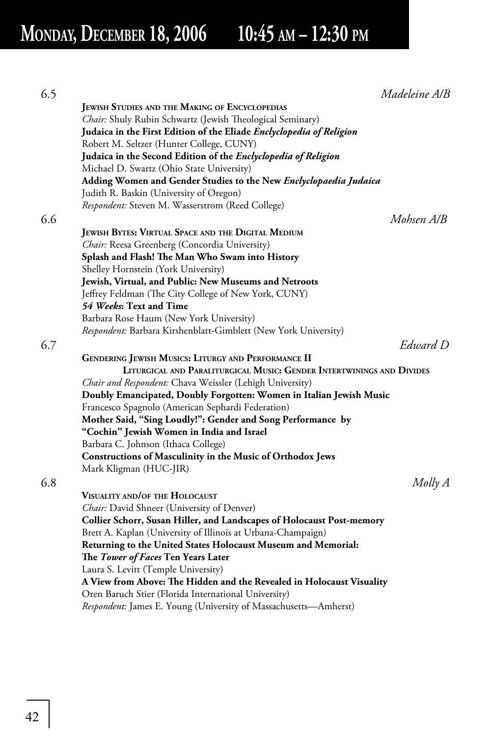# Monday, December 18, 2006 10:45 am – 12:30 pm

**6.5** *Madeleine A/B*

**Jewish Studies and the Making of Encyclopedias**

*Chair:* Shuly Rubin Schwartz (Jewish Theological Seminary)

**Judaica in the First Edition of the Eliade *Enclyclopedia of Religion***

Robert M. Seltzer (Hunter College, CUNY)

**Judaica in the Second Edition of the *Enclyclopedia of Religion***

Michael D. Swartz (Ohio State University)

**Adding Women and Gender Studies to the New *Enclyclopaedia Judaica***

Judith R. Baskin (University of Oregon)

*Respondent:* Steven M. Wasserstrom (Reed College)

**6.6** *Mohsen A/B*

**Jewish Bytes: Virtual Space and the Digital Medium**

*Chair:* Reesa Greenberg (Concordia University)

**Splash and Flash! The Man Who Swam into History**

Shelley Hornstein (York University)

**Jewish, Virtual, and Public: New Museums and Netroots**

Jeffrey Feldman (The City College of New York, CUNY)

***54 Weeks*: Text and Time**

Barbara Rose Haum (New York University)

*Respondent:* Barbara Kirshenblatt-Gimblett (New York University)

**6.7** *Edward D*

**Gendering Jewish Musics: Liturgy and Performance II**

**Liturgical and Paraliturgical Music: Gender Intertwinings and Divides**

*Chair and Respondent:* Chava Weissler (Lehigh University)

**Doubly Emancipated, Doubly Forgotten: Women in Italian Jewish Music**

Francesco Spagnolo (American Sephardi Federation)

**Mother Said, "Sing Loudly!": Gender and Song Performance by "Cochin" Jewish Women in India and Israel**

Barbara C. Johnson (Ithaca College)

**Constructions of Masculinity in the Music of Orthodox Jews**

Mark Kligman (HUC-JIR)

**6.8** *Molly A*

**Visuality and/of the Holocaust**

*Chair:* David Shneer (University of Denver)

**Collier Schorr, Susan Hiller, and Landscapes of Holocaust Post-memory**

Brett A. Kaplan (University of Illinois at Urbana-Champaign)

**Returning to the United States Holocaust Museum and Memorial: The *Tower of Faces* Ten Years Later**

Laura S. Levitt (Temple University)

**A View from Above: The Hidden and the Revealed in Holocaust Visuality**

Oren Baruch Stier (Florida International University)

*Respondent:* James E. Young (University of Massachusetts—Amherst)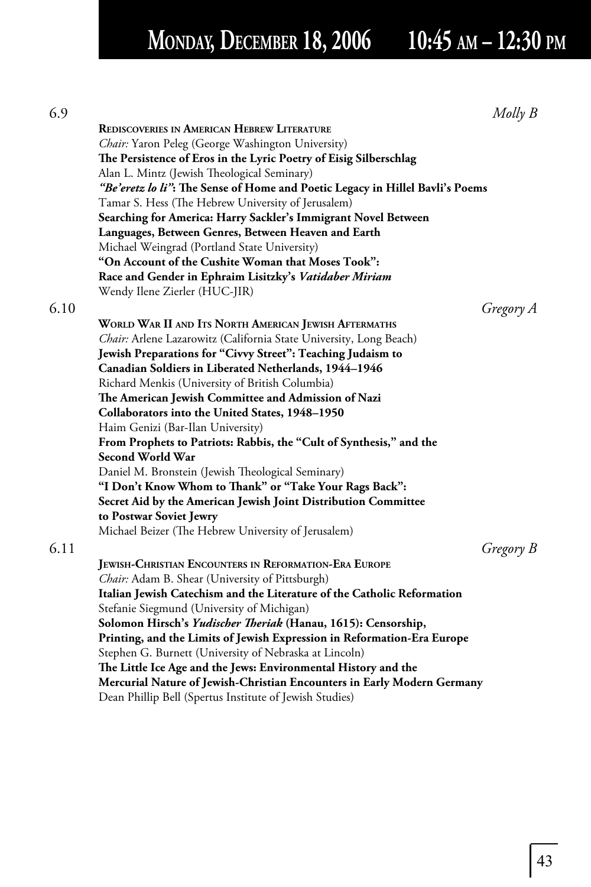# Monday, December 18, 2006 10:45 am – 12:30 pm

6.9 *Molly B*

**Rediscoveries in American Hebrew Literature**

*Chair:* Yaron Peleg (George Washington University)

**The Persistence of Eros in the Lyric Poetry of Eisig Silberschlag**
Alan L. Mintz (Jewish Theological Seminary)

***"Be'eretz lo li"*: The Sense of Home and Poetic Legacy in Hillel Bavli's Poems**
Tamar S. Hess (The Hebrew University of Jerusalem)

**Searching for America: Harry Sackler's Immigrant Novel Between Languages, Between Genres, Between Heaven and Earth**
Michael Weingrad (Portland State University)

**"On Account of the Cushite Woman that Moses Took": Race and Gender in Ephraim Lisitzky's *Vatidaber Miriam***
Wendy Ilene Zierler (HUC-JIR)

6.10 *Gregory A*

**World War II and Its North American Jewish Aftermaths**

*Chair:* Arlene Lazarowitz (California State University, Long Beach)

**Jewish Preparations for "Civvy Street": Teaching Judaism to Canadian Soldiers in Liberated Netherlands, 1944–1946**
Richard Menkis (University of British Columbia)

**The American Jewish Committee and Admission of Nazi Collaborators into the United States, 1948–1950**
Haim Genizi (Bar-Ilan University)

**From Prophets to Patriots: Rabbis, the "Cult of Synthesis," and the Second World War**
Daniel M. Bronstein (Jewish Theological Seminary)

**"I Don't Know Whom to Thank" or "Take Your Rags Back": Secret Aid by the American Jewish Joint Distribution Committee to Postwar Soviet Jewry**
Michael Beizer (The Hebrew University of Jerusalem)

6.11 *Gregory B*

**Jewish-Christian Encounters in Reformation-Era Europe**

*Chair:* Adam B. Shear (University of Pittsburgh)

**Italian Jewish Catechism and the Literature of the Catholic Reformation**
Stefanie Siegmund (University of Michigan)

**Solomon Hirsch's *Yudischer Theriak* (Hanau, 1615): Censorship, Printing, and the Limits of Jewish Expression in Reformation-Era Europe**
Stephen G. Burnett (University of Nebraska at Lincoln)

**The Little Ice Age and the Jews: Environmental History and the Mercurial Nature of Jewish-Christian Encounters in Early Modern Germany**
Dean Phillip Bell (Spertus Institute of Jewish Studies)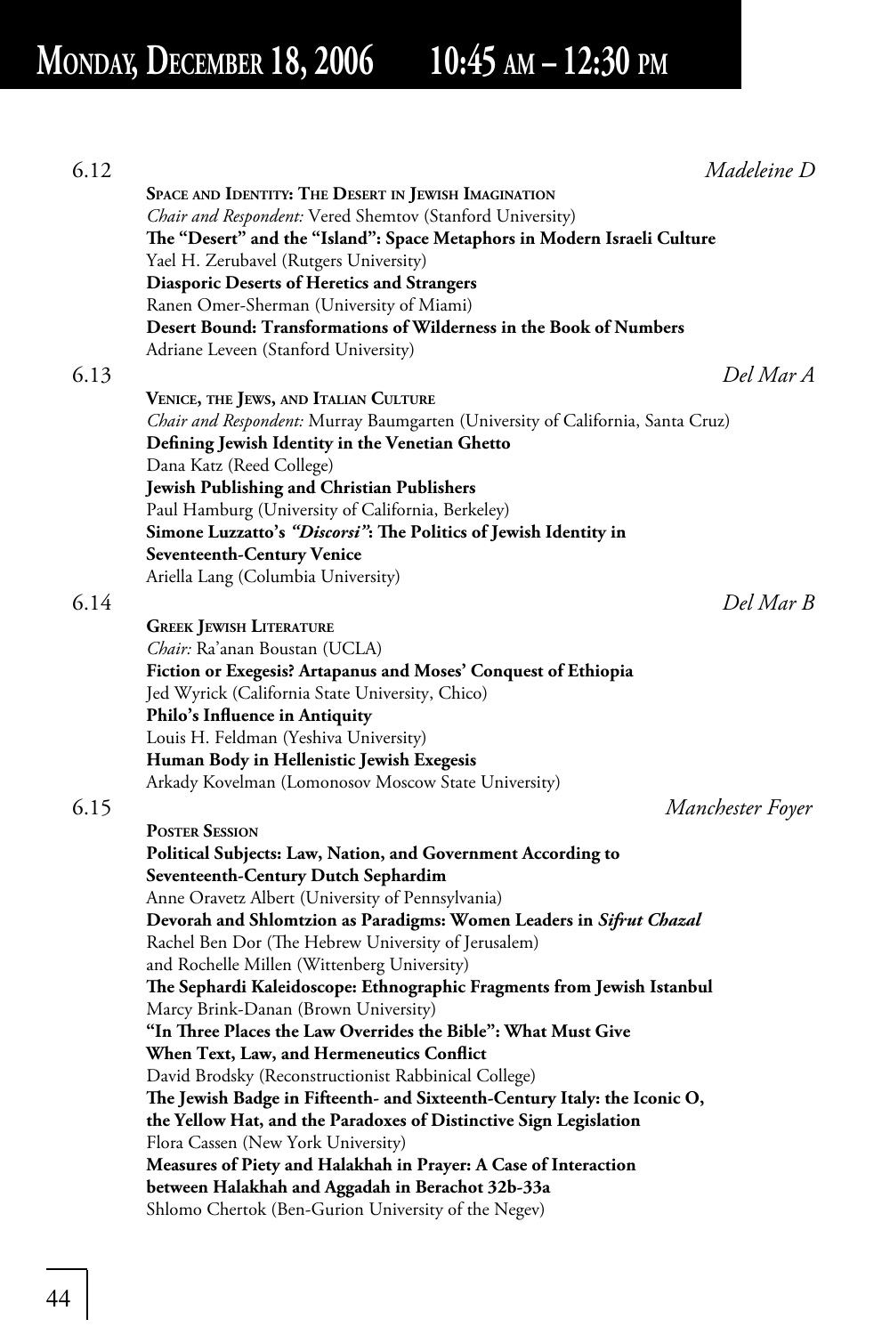# Monday, December 18, 2006 10:45 am – 12:30 pm

**6.12** *Madeleine D*

**Space and Identity: The Desert in Jewish Imagination**

*Chair and Respondent:* Vered Shemtov (Stanford University)

**The "Desert" and the "Island": Space Metaphors in Modern Israeli Culture**
Yael H. Zerubavel (Rutgers University)

**Diasporic Deserts of Heretics and Strangers**
Ranen Omer-Sherman (University of Miami)

**Desert Bound: Transformations of Wilderness in the Book of Numbers**
Adriane Leveen (Stanford University)

**6.13** *Del Mar A*

**Venice, the Jews, and Italian Culture**

*Chair and Respondent:* Murray Baumgarten (University of California, Santa Cruz)

**Defining Jewish Identity in the Venetian Ghetto**
Dana Katz (Reed College)

**Jewish Publishing and Christian Publishers**
Paul Hamburg (University of California, Berkeley)

**Simone Luzzatto's *"Discorsi"*: The Politics of Jewish Identity in Seventeenth-Century Venice**
Ariella Lang (Columbia University)

**6.14** *Del Mar B*

**Greek Jewish Literature**

*Chair:* Ra'anan Boustan (UCLA)

**Fiction or Exegesis? Artapanus and Moses' Conquest of Ethiopia**
Jed Wyrick (California State University, Chico)

**Philo's Influence in Antiquity**
Louis H. Feldman (Yeshiva University)

**Human Body in Hellenistic Jewish Exegesis**
Arkady Kovelman (Lomonosov Moscow State University)

**6.15** *Manchester Foyer*

**Poster Session**

**Political Subjects: Law, Nation, and Government According to Seventeenth-Century Dutch Sephardim**
Anne Oravetz Albert (University of Pennsylvania)

**Devorah and Shlomtzion as Paradigms: Women Leaders in *Sifrut Chazal***
Rachel Ben Dor (The Hebrew University of Jerusalem)
and Rochelle Millen (Wittenberg University)

**The Sephardi Kaleidoscope: Ethnographic Fragments from Jewish Istanbul**
Marcy Brink-Danan (Brown University)

**"In Three Places the Law Overrides the Bible": What Must Give When Text, Law, and Hermeneutics Conflict**
David Brodsky (Reconstructionist Rabbinical College)

**The Jewish Badge in Fifteenth- and Sixteenth-Century Italy: the Iconic O, the Yellow Hat, and the Paradoxes of Distinctive Sign Legislation**
Flora Cassen (New York University)

**Measures of Piety and Halakhah in Prayer: A Case of Interaction between Halakhah and Aggadah in Berachot 32b-33a**
Shlomo Chertok (Ben-Gurion University of the Negev)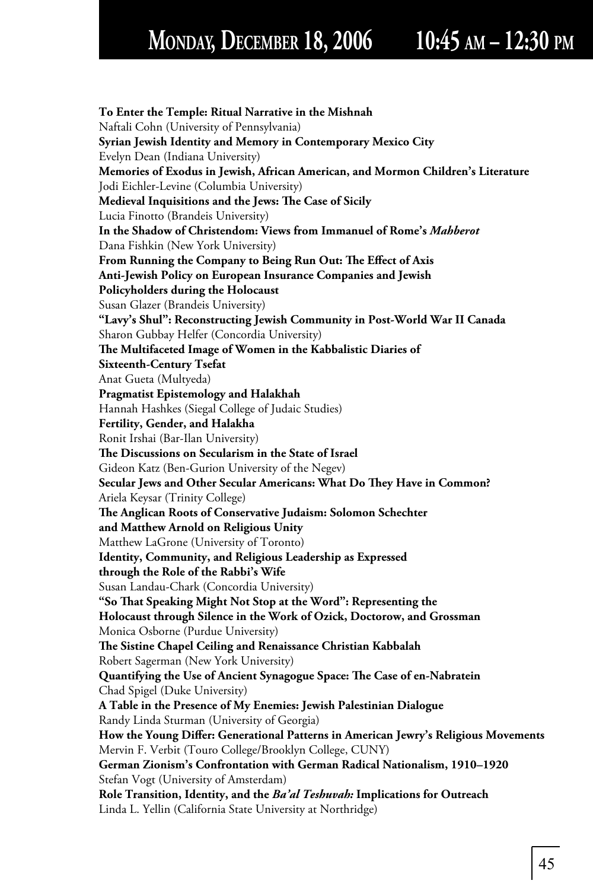# Monday, December 18, 2006 10:45 AM – 12:30 PM

**To Enter the Temple: Ritual Narrative in the Mishnah**
Naftali Cohn (University of Pennsylvania)
**Syrian Jewish Identity and Memory in Contemporary Mexico City**
Evelyn Dean (Indiana University)
**Memories of Exodus in Jewish, African American, and Mormon Children's Literature**
Jodi Eichler-Levine (Columbia University)
**Medieval Inquisitions and the Jews: The Case of Sicily**
Lucia Finotto (Brandeis University)
**In the Shadow of Christendom: Views from Immanuel of Rome's *Mahberot***
Dana Fishkin (New York University)
**From Running the Company to Being Run Out: The Effect of Axis Anti-Jewish Policy on European Insurance Companies and Jewish Policyholders during the Holocaust**
Susan Glazer (Brandeis University)
**"Lavy's Shul": Reconstructing Jewish Community in Post-World War II Canada**
Sharon Gubbay Helfer (Concordia University)
**The Multifaceted Image of Women in the Kabbalistic Diaries of Sixteenth-Century Tsefat**
Anat Gueta (Multyeda)
**Pragmatist Epistemology and Halakhah**
Hannah Hashkes (Siegal College of Judaic Studies)
**Fertility, Gender, and Halakha**
Ronit Irshai (Bar-Ilan University)
**The Discussions on Secularism in the State of Israel**
Gideon Katz (Ben-Gurion University of the Negev)
**Secular Jews and Other Secular Americans: What Do They Have in Common?**
Ariela Keysar (Trinity College)
**The Anglican Roots of Conservative Judaism: Solomon Schechter and Matthew Arnold on Religious Unity**
Matthew LaGrone (University of Toronto)
**Identity, Community, and Religious Leadership as Expressed through the Role of the Rabbi's Wife**
Susan Landau-Chark (Concordia University)
**"So That Speaking Might Not Stop at the Word": Representing the Holocaust through Silence in the Work of Ozick, Doctorow, and Grossman**
Monica Osborne (Purdue University)
**The Sistine Chapel Ceiling and Renaissance Christian Kabbalah**
Robert Sagerman (New York University)
**Quantifying the Use of Ancient Synagogue Space: The Case of en-Nabratein**
Chad Spigel (Duke University)
**A Table in the Presence of My Enemies: Jewish Palestinian Dialogue**
Randy Linda Sturman (University of Georgia)
**How the Young Differ: Generational Patterns in American Jewry's Religious Movements**
Mervin F. Verbit (Touro College/Brooklyn College, CUNY)
**German Zionism's Confrontation with German Radical Nationalism, 1910–1920**
Stefan Vogt (University of Amsterdam)
**Role Transition, Identity, and the *Ba'al Teshuvah:* Implications for Outreach**
Linda L. Yellin (California State University at Northridge)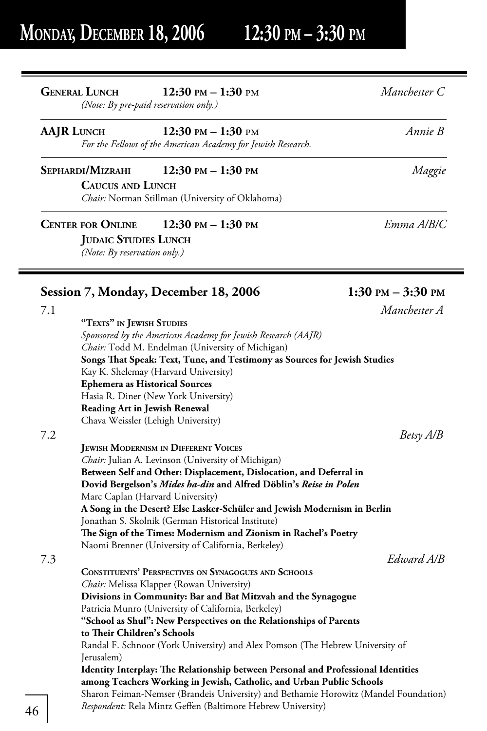# Monday, December 18, 2006 12:30 pm – 3:30 pm

---

**General Lunch** **12:30 pm – 1:30 pm** *Manchester C*
*(Note: By pre-paid reservation only.)*

---

**AAJR Lunch** **12:30 pm – 1:30 pm** *Annie B*
*For the Fellows of the American Academy for Jewish Research.*

---

**Sephardi/Mizrahi Caucus and Lunch** **12:30 pm – 1:30 pm** *Maggie*
*Chair:* Norman Stillman (University of Oklahoma)

---

**Center for Online Judaic Studies Lunch** **12:30 pm – 1:30 pm** *Emma A/B/C*
*(Note: By reservation only.)*

---

## Session 7, Monday, December 18, 2006 1:30 pm – 3:30 pm

7.1 *Manchester A*

**"Texts" in Jewish Studies**
*Sponsored by the American Academy for Jewish Research (AAJR)*
*Chair:* Todd M. Endelman (University of Michigan)
**Songs That Speak: Text, Tune, and Testimony as Sources for Jewish Studies**
Kay K. Shelemay (Harvard University)
**Ephemera as Historical Sources**
Hasia R. Diner (New York University)
**Reading Art in Jewish Renewal**
Chava Weissler (Lehigh University)

7.2 *Betsy A/B*

**Jewish Modernism in Different Voices**
*Chair:* Julian A. Levinson (University of Michigan)
**Between Self and Other: Displacement, Dislocation, and Deferral in Dovid Bergelson's *Mides ha-din* and Alfred Döblin's *Reise in Polen***
Marc Caplan (Harvard University)
**A Song in the Desert? Else Lasker-Schüler and Jewish Modernism in Berlin**
Jonathan S. Skolnik (German Historical Institute)
**The Sign of the Times: Modernism and Zionism in Rachel's Poetry**
Naomi Brenner (University of California, Berkeley)

7.3 *Edward A/B*

**Constituents' Perspectives on Synagogues and Schools**
*Chair:* Melissa Klapper (Rowan University)
**Divisions in Community: Bar and Bat Mitzvah and the Synagogue**
Patricia Munro (University of California, Berkeley)
**"School as Shul": New Perspectives on the Relationships of Parents to Their Children's Schools**
Randal F. Schnoor (York University) and Alex Pomson (The Hebrew University of Jerusalem)
**Identity Interplay: The Relationship between Personal and Professional Identities among Teachers Working in Jewish, Catholic, and Urban Public Schools**
Sharon Feiman-Nemser (Brandeis University) and Bethamie Horowitz (Mandel Foundation)
*Respondent:* Rela Mintz Geffen (Baltimore Hebrew University)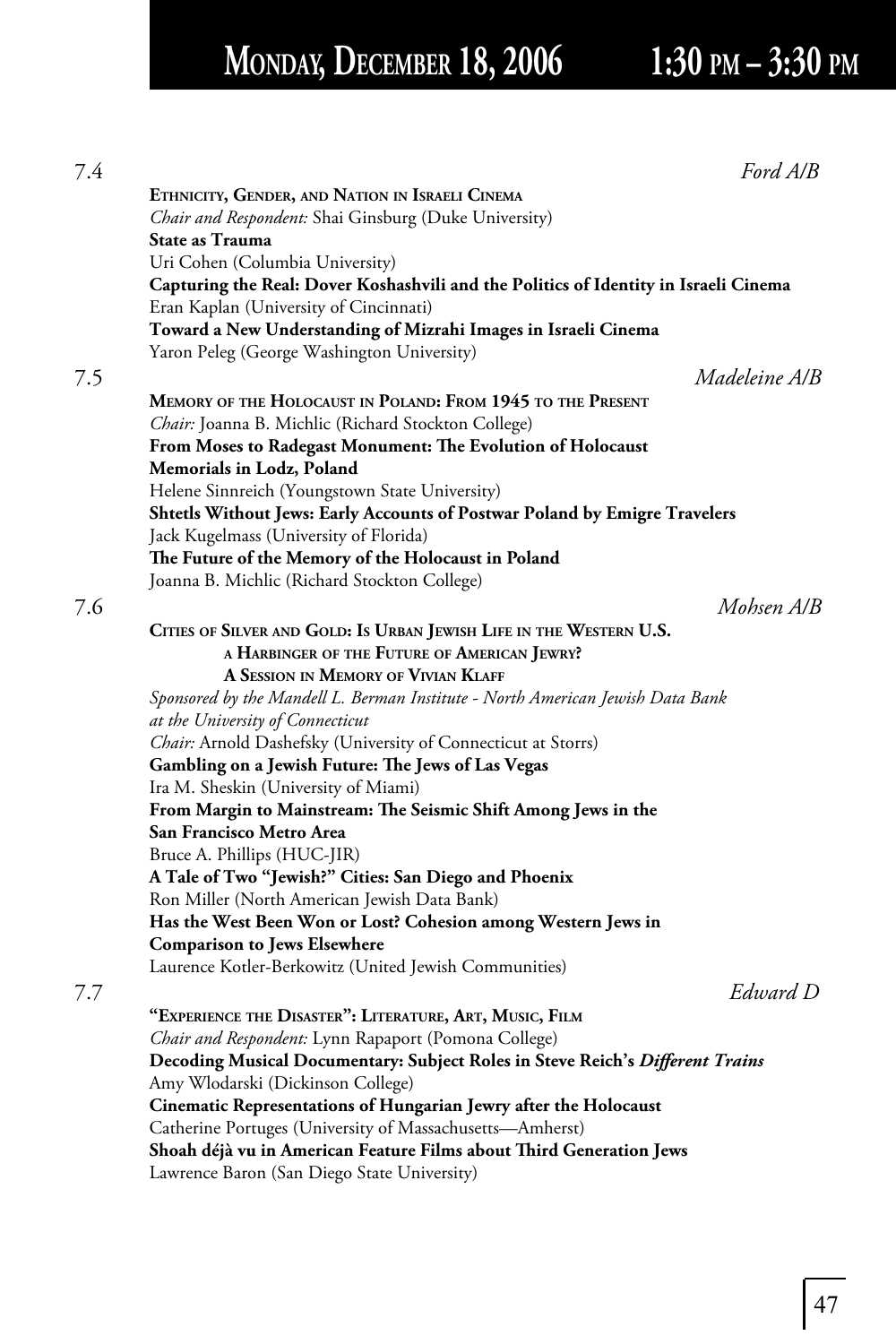# Monday, December 18, 2006 1:30 pm – 3:30 pm

7.4 *Ford A/B*

**Ethnicity, Gender, and Nation in Israeli Cinema**

*Chair and Respondent:* Shai Ginsburg (Duke University)

**State as Trauma**
Uri Cohen (Columbia University)

**Capturing the Real: Dover Koshashvili and the Politics of Identity in Israeli Cinema**
Eran Kaplan (University of Cincinnati)

**Toward a New Understanding of Mizrahi Images in Israeli Cinema**
Yaron Peleg (George Washington University)

7.5 *Madeleine A/B*

**Memory of the Holocaust in Poland: From 1945 to the Present**

*Chair:* Joanna B. Michlic (Richard Stockton College)

**From Moses to Radegast Monument: The Evolution of Holocaust Memorials in Lodz, Poland**
Helene Sinnreich (Youngstown State University)

**Shtetls Without Jews: Early Accounts of Postwar Poland by Emigre Travelers**
Jack Kugelmass (University of Florida)

**The Future of the Memory of the Holocaust in Poland**
Joanna B. Michlic (Richard Stockton College)

7.6 *Mohsen A/B*

**Cities of Silver and Gold: Is Urban Jewish Life in the Western U.S. a Harbinger of the Future of American Jewry? A Session in Memory of Vivian Klaff**

*Sponsored by the Mandell L. Berman Institute - North American Jewish Data Bank at the University of Connecticut*

*Chair:* Arnold Dashefsky (University of Connecticut at Storrs)

**Gambling on a Jewish Future: The Jews of Las Vegas**
Ira M. Sheskin (University of Miami)

**From Margin to Mainstream: The Seismic Shift Among Jews in the San Francisco Metro Area**
Bruce A. Phillips (HUC-JIR)

**A Tale of Two "Jewish?" Cities: San Diego and Phoenix**
Ron Miller (North American Jewish Data Bank)

**Has the West Been Won or Lost? Cohesion among Western Jews in Comparison to Jews Elsewhere**
Laurence Kotler-Berkowitz (United Jewish Communities)

7.7 *Edward D*

**"Experience the Disaster": Literature, Art, Music, Film**

*Chair and Respondent:* Lynn Rapaport (Pomona College)

**Decoding Musical Documentary: Subject Roles in Steve Reich's *Different Trains***
Amy Wlodarski (Dickinson College)

**Cinematic Representations of Hungarian Jewry after the Holocaust**
Catherine Portuges (University of Massachusetts—Amherst)

**Shoah déjà vu in American Feature Films about Third Generation Jews**
Lawrence Baron (San Diego State University)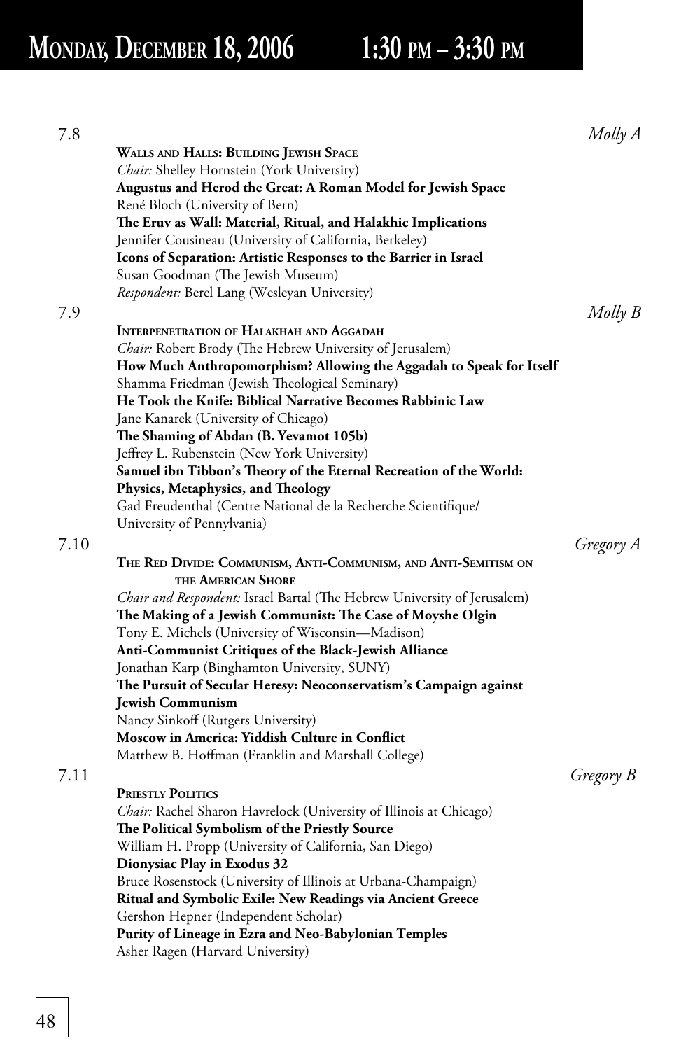# Monday, December 18, 2006 1:30 pm – 3:30 pm

7.8 *Molly A*

**Walls and Halls: Building Jewish Space**

*Chair:* Shelley Hornstein (York University)

**Augustus and Herod the Great: A Roman Model for Jewish Space**

René Bloch (University of Bern)

**The Eruv as Wall: Material, Ritual, and Halakhic Implications**

Jennifer Cousineau (University of California, Berkeley)

**Icons of Separation: Artistic Responses to the Barrier in Israel**

Susan Goodman (The Jewish Museum)

*Respondent:* Berel Lang (Wesleyan University)

7.9 *Molly B*

**Interpenetration of Halakhah and Aggadah**

*Chair:* Robert Brody (The Hebrew University of Jerusalem)

**How Much Anthropomorphism? Allowing the Aggadah to Speak for Itself**

Shamma Friedman (Jewish Theological Seminary)

**He Took the Knife: Biblical Narrative Becomes Rabbinic Law**

Jane Kanarek (University of Chicago)

**The Shaming of Abdan (B. Yevamot 105b)**

Jeffrey L. Rubenstein (New York University)

**Samuel ibn Tibbon's Theory of the Eternal Recreation of the World: Physics, Metaphysics, and Theology**

Gad Freudenthal (Centre National de la Recherche Scientifique/ University of Pennylvania)

7.10 *Gregory A*

**The Red Divide: Communism, Anti-Communism, and Anti-Semitism on the American Shore**

*Chair and Respondent:* Israel Bartal (The Hebrew University of Jerusalem)

**The Making of a Jewish Communist: The Case of Moyshe Olgin**

Tony E. Michels (University of Wisconsin—Madison)

**Anti-Communist Critiques of the Black-Jewish Alliance**

Jonathan Karp (Binghamton University, SUNY)

**The Pursuit of Secular Heresy: Neoconservatism's Campaign against Jewish Communism**

Nancy Sinkoff (Rutgers University)

**Moscow in America: Yiddish Culture in Conflict**

Matthew B. Hoffman (Franklin and Marshall College)

7.11 *Gregory B*

**Priestly Politics**

*Chair:* Rachel Sharon Havrelock (University of Illinois at Chicago)

**The Political Symbolism of the Priestly Source**

William H. Propp (University of California, San Diego)

**Dionysiac Play in Exodus 32**

Bruce Rosenstock (University of Illinois at Urbana-Champaign)

**Ritual and Symbolic Exile: New Readings via Ancient Greece**

Gershon Hepner (Independent Scholar)

**Purity of Lineage in Ezra and Neo-Babylonian Temples**

Asher Ragen (Harvard University)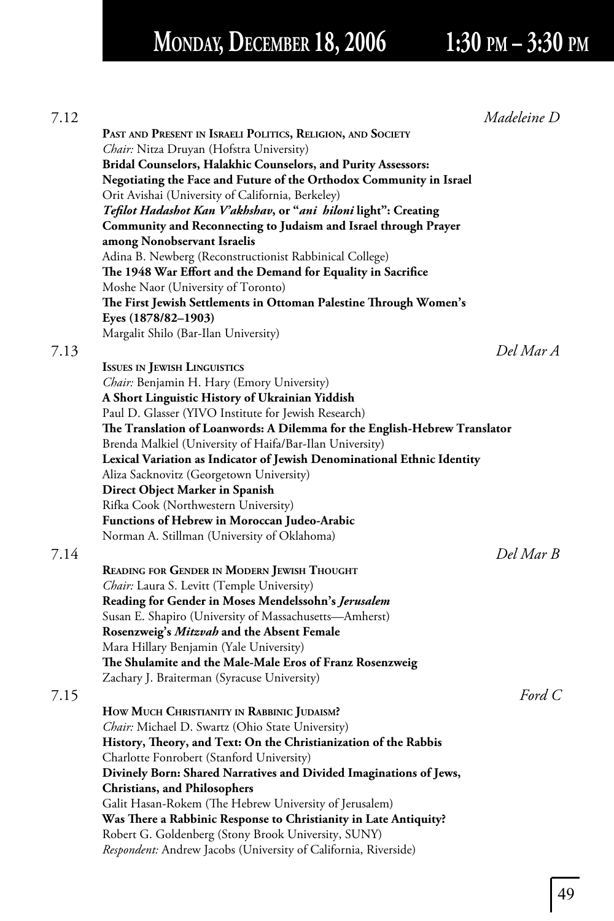# Monday, December 18, 2006 1:30 pm – 3:30 pm

7.12 *Madeleine D*

**Past and Present in Israeli Politics, Religion, and Society**
*Chair:* Nitza Druyan (Hofstra University)
**Bridal Counselors, Halakhic Counselors, and Purity Assessors: Negotiating the Face and Future of the Orthodox Community in Israel**
Orit Avishai (University of California, Berkeley)
***Tefilot Hadashot Kan V'akhshav*, or "*ani hiloni* light": Creating Community and Reconnecting to Judaism and Israel through Prayer among Nonobservant Israelis**
Adina B. Newberg (Reconstructionist Rabbinical College)
**The 1948 War Effort and the Demand for Equality in Sacrifice**
Moshe Naor (University of Toronto)
**The First Jewish Settlements in Ottoman Palestine Through Women's Eyes (1878/82–1903)**
Margalit Shilo (Bar-Ilan University)

7.13 *Del Mar A*

**Issues in Jewish Linguistics**
*Chair:* Benjamin H. Hary (Emory University)
**A Short Linguistic History of Ukrainian Yiddish**
Paul D. Glasser (YIVO Institute for Jewish Research)
**The Translation of Loanwords: A Dilemma for the English-Hebrew Translator**
Brenda Malkiel (University of Haifa/Bar-Ilan University)
**Lexical Variation as Indicator of Jewish Denominational Ethnic Identity**
Aliza Sacknovitz (Georgetown University)
**Direct Object Marker in Spanish**
Rifka Cook (Northwestern University)
**Functions of Hebrew in Moroccan Judeo-Arabic**
Norman A. Stillman (University of Oklahoma)

7.14 *Del Mar B*

**Reading for Gender in Modern Jewish Thought**
*Chair:* Laura S. Levitt (Temple University)
**Reading for Gender in Moses Mendelssohn's *Jerusalem***
Susan E. Shapiro (University of Massachusetts—Amherst)
**Rosenzweig's *Mitzvah* and the Absent Female**
Mara Hillary Benjamin (Yale University)
**The Shulamite and the Male-Male Eros of Franz Rosenzweig**
Zachary J. Braiterman (Syracuse University)

7.15 *Ford C*

**How Much Christianity in Rabbinic Judaism?**
*Chair:* Michael D. Swartz (Ohio State University)
**History, Theory, and Text: On the Christianization of the Rabbis**
Charlotte Fonrobert (Stanford University)
**Divinely Born: Shared Narratives and Divided Imaginations of Jews, Christians, and Philosophers**
Galit Hasan-Rokem (The Hebrew University of Jerusalem)
**Was There a Rabbinic Response to Christianity in Late Antiquity?**
Robert G. Goldenberg (Stony Brook University, SUNY)
*Respondent:* Andrew Jacobs (University of California, Riverside)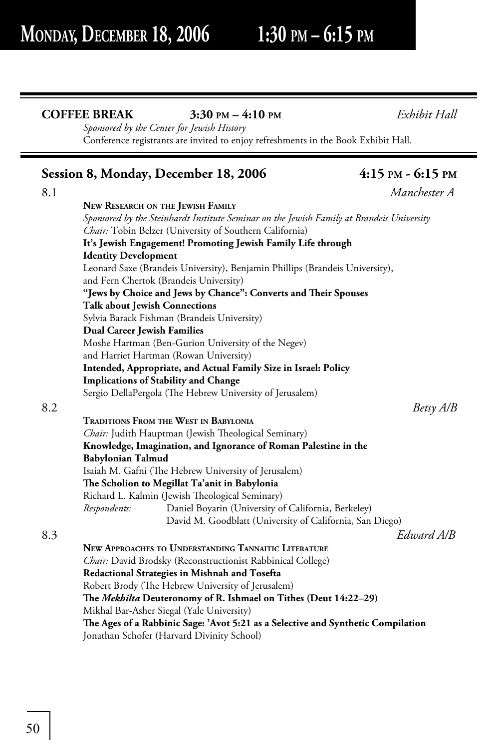# Monday, December 18, 2006 1:30 pm – 6:15 pm

**COFFEE BREAK** **3:30 pm – 4:10 pm** *Exhibit Hall*

*Sponsored by the Center for Jewish History*

Conference registrants are invited to enjoy refreshments in the Book Exhibit Hall.

## Session 8, Monday, December 18, 2006 4:15 pm - 6:15 pm

8.1 *Manchester A*

**New Research on the Jewish Family**

*Sponsored by the Steinhardt Institute Seminar on the Jewish Family at Brandeis University*

*Chair:* Tobin Belzer (University of Southern California)

**It's Jewish Engagement! Promoting Jewish Family Life through Identity Development**

Leonard Saxe (Brandeis University), Benjamin Phillips (Brandeis University), and Fern Chertok (Brandeis University)

**"Jews by Choice and Jews by Chance": Converts and Their Spouses Talk about Jewish Connections**

Sylvia Barack Fishman (Brandeis University)

**Dual Career Jewish Families**

Moshe Hartman (Ben-Gurion University of the Negev) and Harriet Hartman (Rowan University)

**Intended, Appropriate, and Actual Family Size in Israel: Policy Implications of Stability and Change**

Sergio DellaPergola (The Hebrew University of Jerusalem)

8.2 *Betsy A/B*

**Traditions From the West in Babylonia**

*Chair:* Judith Hauptman (Jewish Theological Seminary)

**Knowledge, Imagination, and Ignorance of Roman Palestine in the Babylonian Talmud**

Isaiah M. Gafni (The Hebrew University of Jerusalem)

**The Scholion to Megillat Ta'anit in Babylonia**

Richard L. Kalmin (Jewish Theological Seminary)

*Respondents:* Daniel Boyarin (University of California, Berkeley)
David M. Goodblatt (University of California, San Diego)

8.3 *Edward A/B*

**New Approaches to Understanding Tannaitic Literature**

*Chair:* David Brodsky (Reconstructionist Rabbinical College)

**Redactional Strategies in Mishnah and Tosefta**

Robert Brody (The Hebrew University of Jerusalem)

**The *Mekhilta* Deuteronomy of R. Ishmael on Tithes (Deut 14:22–29)**

Mikhal Bar-Asher Siegal (Yale University)

**The Ages of a Rabbinic Sage: 'Avot 5:21 as a Selective and Synthetic Compilation**

Jonathan Schofer (Harvard Divinity School)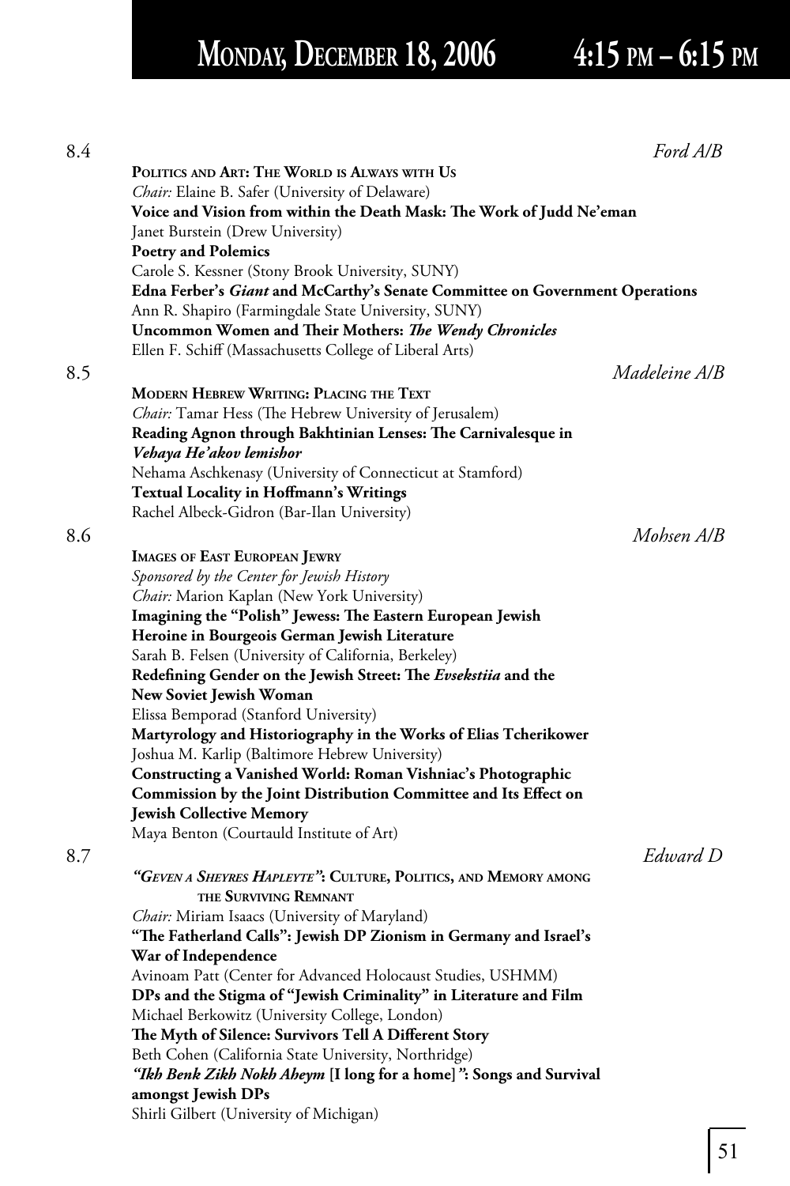# Monday, December 18, 2006 4:15 pm – 6:15 pm

**8.4** *Ford A/B*

**Politics and Art: The World is Always with Us**

*Chair:* Elaine B. Safer (University of Delaware)

**Voice and Vision from within the Death Mask: The Work of Judd Ne'eman**

Janet Burstein (Drew University)

**Poetry and Polemics**

Carole S. Kessner (Stony Brook University, SUNY)

**Edna Ferber's *Giant* and McCarthy's Senate Committee on Government Operations**

Ann R. Shapiro (Farmingdale State University, SUNY)

**Uncommon Women and Their Mothers: *The Wendy Chronicles***

Ellen F. Schiff (Massachusetts College of Liberal Arts)

**8.5** *Madeleine A/B*

**Modern Hebrew Writing: Placing the Text**

*Chair:* Tamar Hess (The Hebrew University of Jerusalem)

**Reading Agnon through Bakhtinian Lenses: The Carnivalesque in *Vehaya He'akov lemishor***

Nehama Aschkenasy (University of Connecticut at Stamford)

**Textual Locality in Hoffmann's Writings**

Rachel Albeck-Gidron (Bar-Ilan University)

**8.6** *Mohsen A/B*

**Images of East European Jewry**

*Sponsored by the Center for Jewish History*

*Chair:* Marion Kaplan (New York University)

**Imagining the "Polish" Jewess: The Eastern European Jewish Heroine in Bourgeois German Jewish Literature**

Sarah B. Felsen (University of California, Berkeley)

**Redefining Gender on the Jewish Street: The *Evsekstiia* and the New Soviet Jewish Woman**

Elissa Bemporad (Stanford University)

**Martyrology and Historiography in the Works of Elias Tcherikower**

Joshua M. Karlip (Baltimore Hebrew University)

**Constructing a Vanished World: Roman Vishniac's Photographic Commission by the Joint Distribution Committee and Its Effect on Jewish Collective Memory**

Maya Benton (Courtauld Institute of Art)

**8.7** *Edward D*

***"Geven a Sheyres Hapleyte"*: Culture, Politics, and Memory among the Surviving Remnant**

*Chair:* Miriam Isaacs (University of Maryland)

**"The Fatherland Calls": Jewish DP Zionism in Germany and Israel's War of Independence**

Avinoam Patt (Center for Advanced Holocaust Studies, USHMM)

**DPs and the Stigma of "Jewish Criminality" in Literature and Film**

Michael Berkowitz (University College, London)

**The Myth of Silence: Survivors Tell A Different Story**

Beth Cohen (California State University, Northridge)

***"Ikh Benk Zikh Nokh Aheym* [I long for a home]*"*: Songs and Survival amongst Jewish DPs**

Shirli Gilbert (University of Michigan)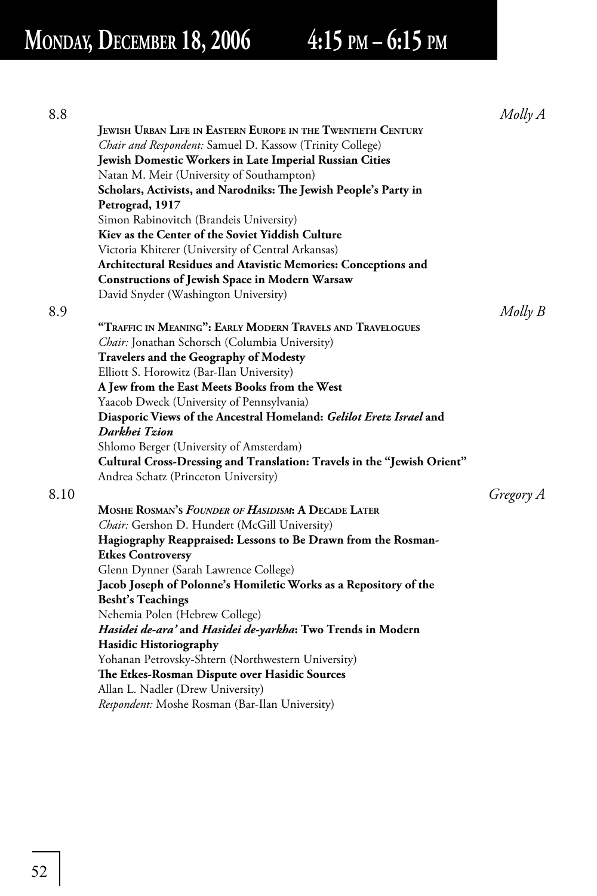# Monday, December 18, 2006 4:15 pm – 6:15 pm

8.8 *Molly A*

**Jewish Urban Life in Eastern Europe in the Twentieth Century**

*Chair and Respondent:* Samuel D. Kassow (Trinity College)

**Jewish Domestic Workers in Late Imperial Russian Cities**
Natan M. Meir (University of Southampton)

**Scholars, Activists, and Narodniks: The Jewish People's Party in Petrograd, 1917**
Simon Rabinovitch (Brandeis University)

**Kiev as the Center of the Soviet Yiddish Culture**
Victoria Khiterer (University of Central Arkansas)

**Architectural Residues and Atavistic Memories: Conceptions and Constructions of Jewish Space in Modern Warsaw**
David Snyder (Washington University)

8.9 *Molly B*

**"Traffic in Meaning": Early Modern Travels and Travelogues**

*Chair:* Jonathan Schorsch (Columbia University)

**Travelers and the Geography of Modesty**
Elliott S. Horowitz (Bar-Ilan University)

**A Jew from the East Meets Books from the West**
Yaacob Dweck (University of Pennsylvania)

**Diasporic Views of the Ancestral Homeland: *Gelilot Eretz Israel* and *Darkhei Tzion***
Shlomo Berger (University of Amsterdam)

**Cultural Cross-Dressing and Translation: Travels in the "Jewish Orient"**
Andrea Schatz (Princeton University)

8.10 *Gregory A*

**Moshe Rosman's *Founder of Hasidism*: A Decade Later**

*Chair:* Gershon D. Hundert (McGill University)

**Hagiography Reappraised: Lessons to Be Drawn from the Rosman-Etkes Controversy**
Glenn Dynner (Sarah Lawrence College)

**Jacob Joseph of Polonne's Homiletic Works as a Repository of the Besht's Teachings**
Nehemia Polen (Hebrew College)

***Hasidei de-ara'* and *Hasidei de-yarkha*: Two Trends in Modern Hasidic Historiography**
Yohanan Petrovsky-Shtern (Northwestern University)

**The Etkes-Rosman Dispute over Hasidic Sources**
Allan L. Nadler (Drew University)

*Respondent:* Moshe Rosman (Bar-Ilan University)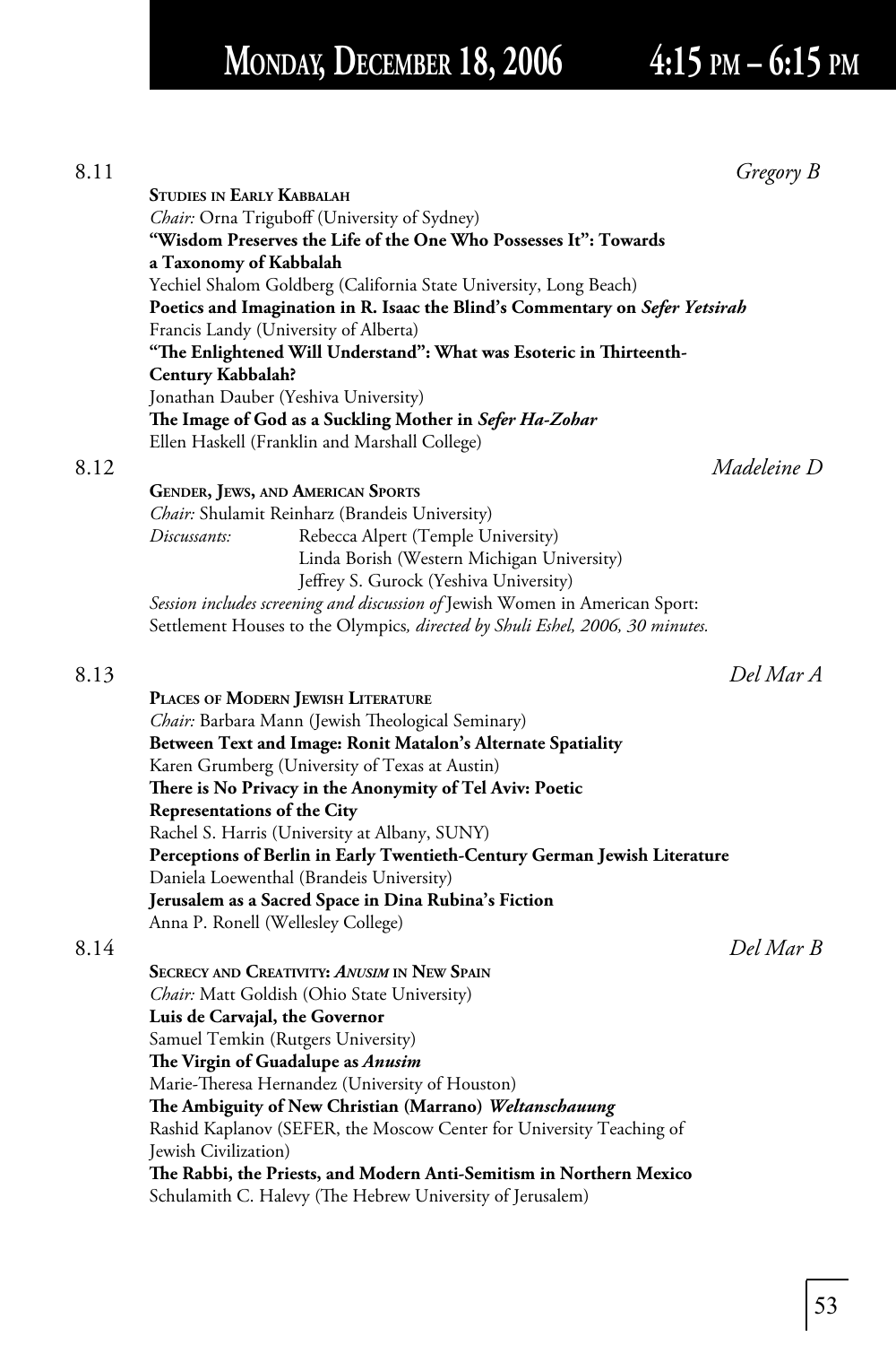# Monday, December 18, 2006 4:15 PM – 6:15 PM

## 8.11 *Gregory B*

**Studies in Early Kabbalah**

*Chair:* Orna Triguboff (University of Sydney)

**"Wisdom Preserves the Life of the One Who Possesses It": Towards a Taxonomy of Kabbalah**
Yechiel Shalom Goldberg (California State University, Long Beach)

**Poetics and Imagination in R. Isaac the Blind's Commentary on *Sefer Yetsirah***
Francis Landy (University of Alberta)

**"The Enlightened Will Understand": What was Esoteric in Thirteenth-Century Kabbalah?**
Jonathan Dauber (Yeshiva University)

**The Image of God as a Suckling Mother in *Sefer Ha-Zohar***
Ellen Haskell (Franklin and Marshall College)

## 8.12 *Madeleine D*

**Gender, Jews, and American Sports**

*Chair:* Shulamit Reinharz (Brandeis University)

*Discussants:* Rebecca Alpert (Temple University)
Linda Borish (Western Michigan University)
Jeffrey S. Gurock (Yeshiva University)

*Session includes screening and discussion of* Jewish Women in American Sport: Settlement Houses to the Olympics*, directed by Shuli Eshel, 2006, 30 minutes.*

## 8.13 *Del Mar A*

**Places of Modern Jewish Literature**

*Chair:* Barbara Mann (Jewish Theological Seminary)

**Between Text and Image: Ronit Matalon's Alternate Spatiality**
Karen Grumberg (University of Texas at Austin)

**There is No Privacy in the Anonymity of Tel Aviv: Poetic Representations of the City**
Rachel S. Harris (University at Albany, SUNY)

**Perceptions of Berlin in Early Twentieth-Century German Jewish Literature**
Daniela Loewenthal (Brandeis University)

**Jerusalem as a Sacred Space in Dina Rubina's Fiction**
Anna P. Ronell (Wellesley College)

## 8.14 *Del Mar B*

**Secrecy and Creativity: *Anusim* in New Spain**

*Chair:* Matt Goldish (Ohio State University)

**Luis de Carvajal, the Governor**
Samuel Temkin (Rutgers University)

**The Virgin of Guadalupe as *Anusim***
Marie-Theresa Hernandez (University of Houston)

**The Ambiguity of New Christian (Marrano) *Weltanschauung***
Rashid Kaplanov (SEFER, the Moscow Center for University Teaching of Jewish Civilization)

**The Rabbi, the Priests, and Modern Anti-Semitism in Northern Mexico**
Schulamith C. Halevy (The Hebrew University of Jerusalem)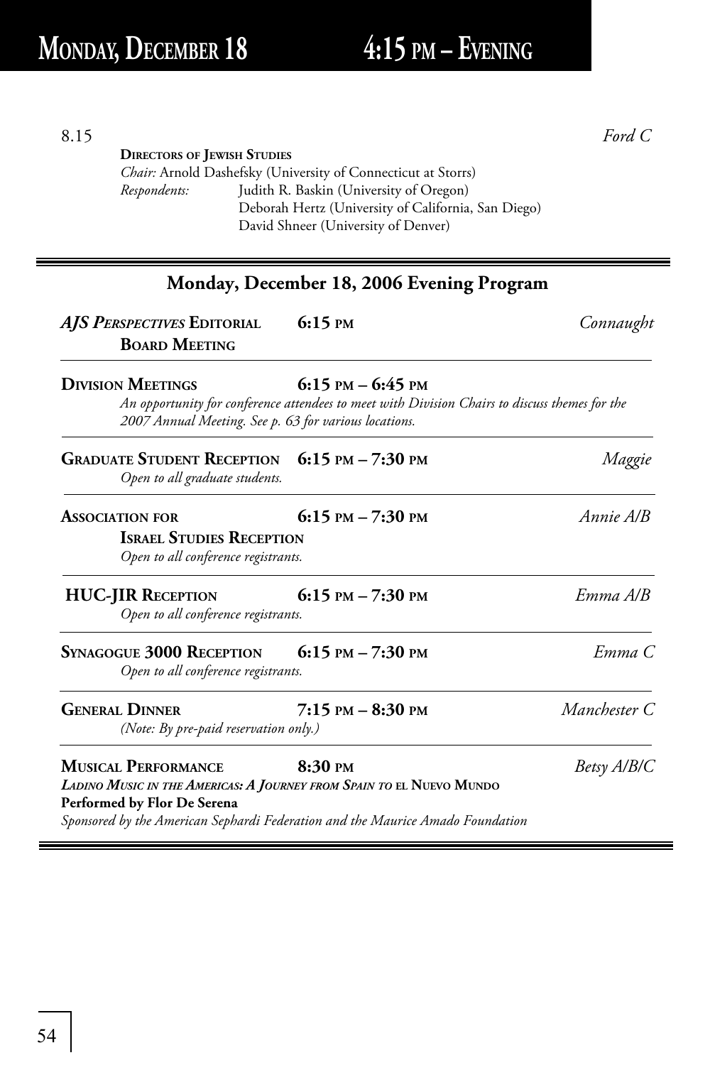8.15 *Ford C*

**DIRECTORS OF JEWISH STUDIES**

*Chair:* Arnold Dashefsky (University of Connecticut at Storrs)

*Respondents:* Judith R. Baskin (University of Oregon)
Deborah Hertz (University of California, San Diego)
David Shneer (University of Denver)

---

## Monday, December 18, 2006 Evening Program

***AJS PERSPECTIVES* EDITORIAL BOARD MEETING** **6:15 PM** *Connaught*

---

**DIVISION MEETINGS** **6:15 PM – 6:45 PM**

*An opportunity for conference attendees to meet with Division Chairs to discuss themes for the 2007 Annual Meeting. See p. 63 for various locations.*

---

**GRADUATE STUDENT RECEPTION** **6:15 PM – 7:30 PM** *Maggie*

*Open to all graduate students.*

---

**ASSOCIATION FOR ISRAEL STUDIES RECEPTION** **6:15 PM – 7:30 PM** *Annie A/B*

*Open to all conference registrants.*

---

**HUC-JIR RECEPTION** **6:15 PM – 7:30 PM** *Emma A/B*

*Open to all conference registrants.*

---

**SYNAGOGUE 3000 RECEPTION** **6:15 PM – 7:30 PM** *Emma C*

*Open to all conference registrants.*

---

**GENERAL DINNER** **7:15 PM – 8:30 PM** *Manchester C*

*(Note: By pre-paid reservation only.)*

---

**MUSICAL PERFORMANCE** **8:30 PM** *Betsy A/B/C*

***LADINO MUSIC IN THE AMERICAS: A JOURNEY FROM SPAIN TO* EL NUEVO MUNDO**

**Performed by Flor De Serena**

*Sponsored by the American Sephardi Federation and the Maurice Amado Foundation*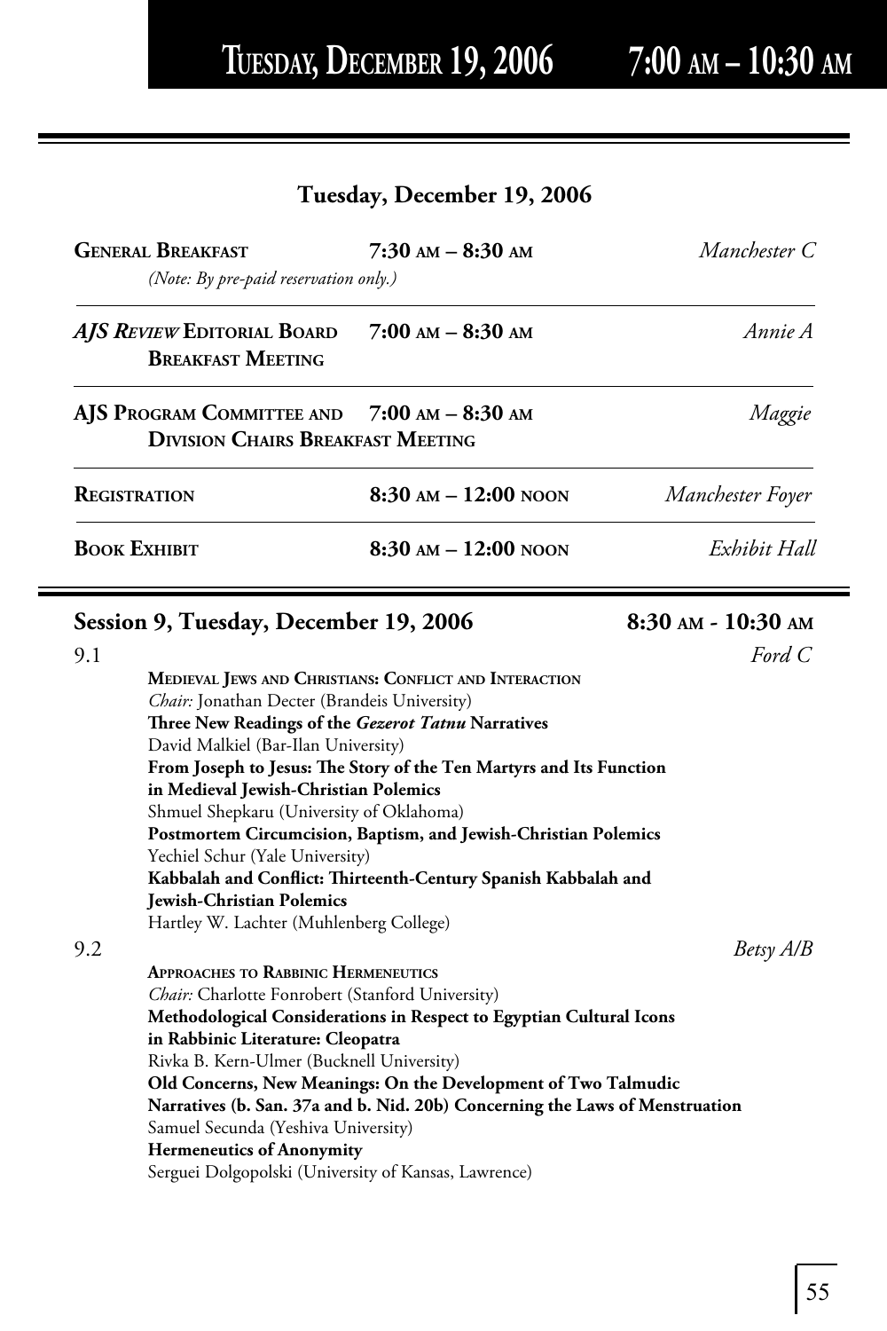## Tuesday, December 19, 2006

| | | |
|---|---|---|
| **General Breakfast** *(Note: By pre-paid reservation only.)* | **7:30 am – 8:30 am** | *Manchester C* |
| ***AJS Review* Editorial Board Breakfast Meeting** | **7:00 am – 8:30 am** | *Annie A* |
| **AJS Program Committee and Division Chairs Breakfast Meeting** | **7:00 am – 8:30 am** | *Maggie* |
| **Registration** | **8:30 am – 12:00 noon** | *Manchester Foyer* |
| **Book Exhibit** | **8:30 am – 12:00 noon** | *Exhibit Hall* |

## Session 9, Tuesday, December 19, 2006 — 8:30 am - 10:30 am

### 9.1 — *Ford C*

**Medieval Jews and Christians: Conflict and Interaction**
*Chair:* Jonathan Decter (Brandeis University)

**Three New Readings of the *Gezerot Tatnu* Narratives**
David Malkiel (Bar-Ilan University)

**From Joseph to Jesus: The Story of the Ten Martyrs and Its Function in Medieval Jewish-Christian Polemics**
Shmuel Shepkaru (University of Oklahoma)

**Postmortem Circumcision, Baptism, and Jewish-Christian Polemics**
Yechiel Schur (Yale University)

**Kabbalah and Conflict: Thirteenth-Century Spanish Kabbalah and Jewish-Christian Polemics**
Hartley W. Lachter (Muhlenberg College)

### 9.2 — *Betsy A/B*

**Approaches to Rabbinic Hermeneutics**
*Chair:* Charlotte Fonrobert (Stanford University)

**Methodological Considerations in Respect to Egyptian Cultural Icons in Rabbinic Literature: Cleopatra**
Rivka B. Kern-Ulmer (Bucknell University)

**Old Concerns, New Meanings: On the Development of Two Talmudic Narratives (b. San. 37a and b. Nid. 20b) Concerning the Laws of Menstruation**
Samuel Secunda (Yeshiva University)

**Hermeneutics of Anonymity**
Serguei Dolgopolski (University of Kansas, Lawrence)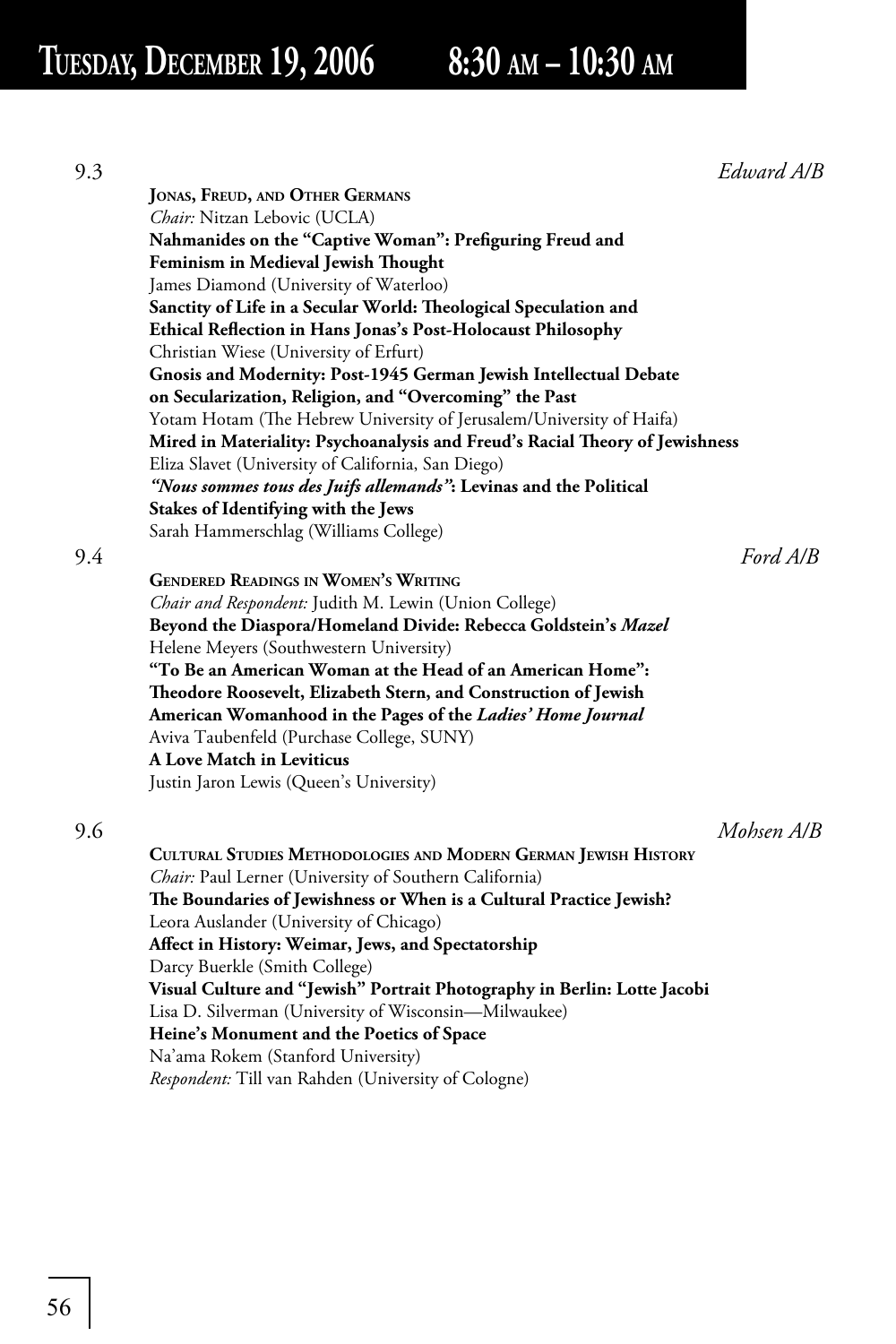# Tuesday, December 19, 2006 8:30 am – 10:30 am

9.3 *Edward A/B*

**Jonas, Freud, and Other Germans**

*Chair:* Nitzan Lebovic (UCLA)

**Nahmanides on the "Captive Woman": Prefiguring Freud and Feminism in Medieval Jewish Thought**
James Diamond (University of Waterloo)

**Sanctity of Life in a Secular World: Theological Speculation and Ethical Reflection in Hans Jonas's Post-Holocaust Philosophy**
Christian Wiese (University of Erfurt)

**Gnosis and Modernity: Post-1945 German Jewish Intellectual Debate on Secularization, Religion, and "Overcoming" the Past**
Yotam Hotam (The Hebrew University of Jerusalem/University of Haifa)

**Mired in Materiality: Psychoanalysis and Freud's Racial Theory of Jewishness**
Eliza Slavet (University of California, San Diego)

***"Nous sommes tous des Juifs allemands"*: Levinas and the Political Stakes of Identifying with the Jews**
Sarah Hammerschlag (Williams College)

9.4 *Ford A/B*

**Gendered Readings in Women's Writing**

*Chair and Respondent:* Judith M. Lewin (Union College)

**Beyond the Diaspora/Homeland Divide: Rebecca Goldstein's *Mazel***
Helene Meyers (Southwestern University)

**"To Be an American Woman at the Head of an American Home": Theodore Roosevelt, Elizabeth Stern, and Construction of Jewish American Womanhood in the Pages of the *Ladies' Home Journal***
Aviva Taubenfeld (Purchase College, SUNY)

**A Love Match in Leviticus**
Justin Jaron Lewis (Queen's University)

9.6 *Mohsen A/B*

**Cultural Studies Methodologies and Modern German Jewish History**

*Chair:* Paul Lerner (University of Southern California)

**The Boundaries of Jewishness or When is a Cultural Practice Jewish?**
Leora Auslander (University of Chicago)

**Affect in History: Weimar, Jews, and Spectatorship**
Darcy Buerkle (Smith College)

**Visual Culture and "Jewish" Portrait Photography in Berlin: Lotte Jacobi**
Lisa D. Silverman (University of Wisconsin—Milwaukee)

**Heine's Monument and the Poetics of Space**
Na'ama Rokem (Stanford University)

*Respondent:* Till van Rahden (University of Cologne)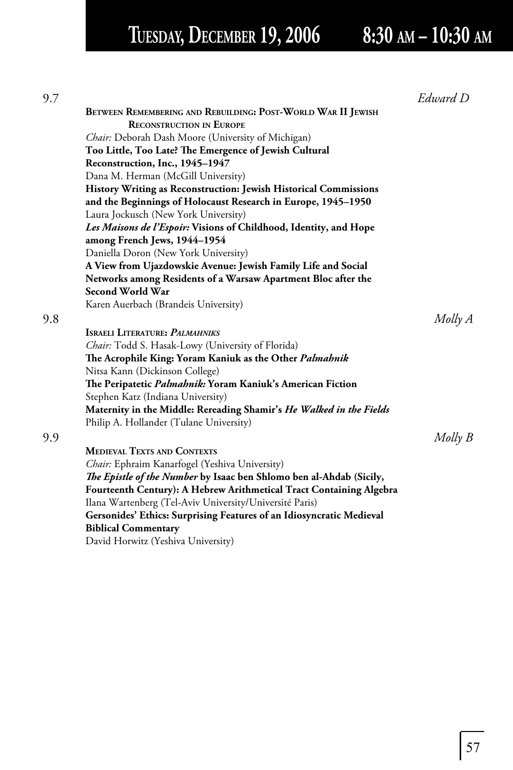# Tuesday, December 19, 2006 8:30 am – 10:30 am

9.7 *Edward D*

**Between Remembering and Rebuilding: Post-World War II Jewish Reconstruction in Europe**

*Chair:* Deborah Dash Moore (University of Michigan)

**Too Little, Too Late? The Emergence of Jewish Cultural Reconstruction, Inc., 1945–1947**

Dana M. Herman (McGill University)

**History Writing as Reconstruction: Jewish Historical Commissions and the Beginnings of Holocaust Research in Europe, 1945–1950**

Laura Jockusch (New York University)

***Les Maisons de l'Espoir:* Visions of Childhood, Identity, and Hope among French Jews, 1944–1954**

Daniella Doron (New York University)

**A View from Ujazdowskie Avenue: Jewish Family Life and Social Networks among Residents of a Warsaw Apartment Bloc after the Second World War**

Karen Auerbach (Brandeis University)

9.8 *Molly A*

**Israeli Literature: *Palmahniks***

*Chair:* Todd S. Hasak-Lowy (University of Florida)

**The Acrophile King: Yoram Kaniuk as the Other *Palmahnik***

Nitsa Kann (Dickinson College)

**The Peripatetic *Palmahnik:* Yoram Kaniuk's American Fiction**

Stephen Katz (Indiana University)

**Maternity in the Middle: Rereading Shamir's *He Walked in the Fields***

Philip A. Hollander (Tulane University)

9.9 *Molly B*

**Medieval Texts and Contexts**

*Chair:* Ephraim Kanarfogel (Yeshiva University)

***The Epistle of the Number* by Isaac ben Shlomo ben al-Ahdab (Sicily, Fourteenth Century): A Hebrew Arithmetical Tract Containing Algebra**

Ilana Wartenberg (Tel-Aviv University/Université Paris)

**Gersonides' Ethics: Surprising Features of an Idiosyncratic Medieval Biblical Commentary**

David Horwitz (Yeshiva University)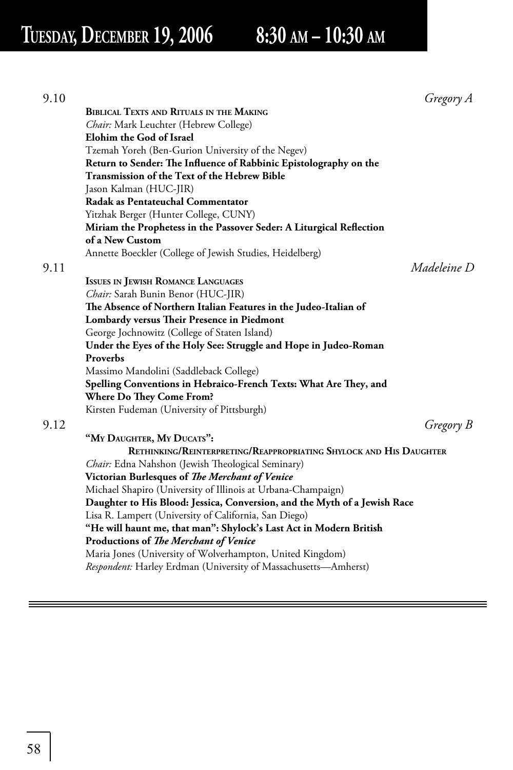# Tuesday, December 19, 2006 8:30 am – 10:30 am

9.10 *Gregory A*

**Biblical Texts and Rituals in the Making**

*Chair:* Mark Leuchter (Hebrew College)

**Elohim the God of Israel**

Tzemah Yoreh (Ben-Gurion University of the Negev)

**Return to Sender: The Influence of Rabbinic Epistolography on the Transmission of the Text of the Hebrew Bible**

Jason Kalman (HUC-JIR)

**Radak as Pentateuchal Commentator**

Yitzhak Berger (Hunter College, CUNY)

**Miriam the Prophetess in the Passover Seder: A Liturgical Reflection of a New Custom**

Annette Boeckler (College of Jewish Studies, Heidelberg)

9.11 *Madeleine D*

**Issues in Jewish Romance Languages**

*Chair:* Sarah Bunin Benor (HUC-JIR)

**The Absence of Northern Italian Features in the Judeo-Italian of Lombardy versus Their Presence in Piedmont**

George Jochnowitz (College of Staten Island)

**Under the Eyes of the Holy See: Struggle and Hope in Judeo-Roman Proverbs**

Massimo Mandolini (Saddleback College)

**Spelling Conventions in Hebraico-French Texts: What Are They, and Where Do They Come From?**

Kirsten Fudeman (University of Pittsburgh)

9.12 *Gregory B*

**"My Daughter, My Ducats": Rethinking/Reinterpreting/Reappropriating Shylock and His Daughter**

*Chair:* Edna Nahshon (Jewish Theological Seminary)

**Victorian Burlesques of *The Merchant of Venice***

Michael Shapiro (University of Illinois at Urbana-Champaign)

**Daughter to His Blood: Jessica, Conversion, and the Myth of a Jewish Race**

Lisa R. Lampert (University of California, San Diego)

**"He will haunt me, that man": Shylock's Last Act in Modern British Productions of *The Merchant of Venice***

Maria Jones (University of Wolverhampton, United Kingdom)

*Respondent:* Harley Erdman (University of Massachusetts—Amherst)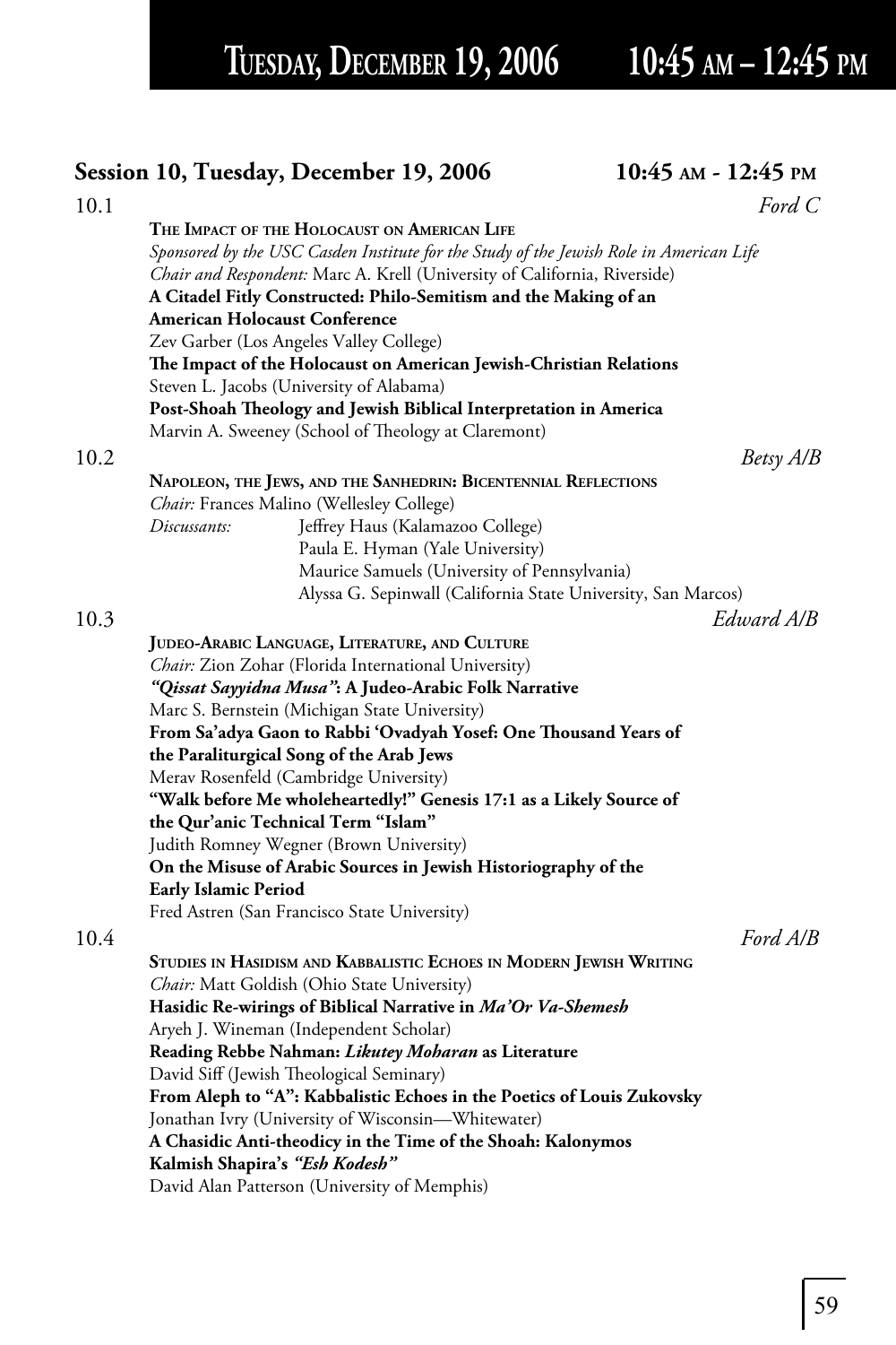## Session 10, Tuesday, December 19, 2006 — 10:45 AM - 12:45 PM

**10.1** — *Ford C*

**THE IMPACT OF THE HOLOCAUST ON AMERICAN LIFE**

*Sponsored by the USC Casden Institute for the Study of the Jewish Role in American Life*

*Chair and Respondent:* Marc A. Krell (University of California, Riverside)

**A Citadel Fitly Constructed: Philo-Semitism and the Making of an American Holocaust Conference**
Zev Garber (Los Angeles Valley College)

**The Impact of the Holocaust on American Jewish-Christian Relations**
Steven L. Jacobs (University of Alabama)

**Post-Shoah Theology and Jewish Biblical Interpretation in America**
Marvin A. Sweeney (School of Theology at Claremont)

**10.2** — *Betsy A/B*

**NAPOLEON, THE JEWS, AND THE SANHEDRIN: BICENTENNIAL REFLECTIONS**

*Chair:* Frances Malino (Wellesley College)

*Discussants:*
Jeffrey Haus (Kalamazoo College)
Paula E. Hyman (Yale University)
Maurice Samuels (University of Pennsylvania)
Alyssa G. Sepinwall (California State University, San Marcos)

**10.3** — *Edward A/B*

**JUDEO-ARABIC LANGUAGE, LITERATURE, AND CULTURE**

*Chair:* Zion Zohar (Florida International University)

***"Qissat Sayyidna Musa"*: A Judeo-Arabic Folk Narrative**
Marc S. Bernstein (Michigan State University)

**From Sa'adya Gaon to Rabbi 'Ovadyah Yosef: One Thousand Years of the Paraliturgical Song of the Arab Jews**
Merav Rosenfeld (Cambridge University)

**"Walk before Me wholeheartedly!" Genesis 17:1 as a Likely Source of the Qur'anic Technical Term "Islam"**
Judith Romney Wegner (Brown University)

**On the Misuse of Arabic Sources in Jewish Historiography of the Early Islamic Period**
Fred Astren (San Francisco State University)

**10.4** — *Ford A/B*

**STUDIES IN HASIDISM AND KABBALISTIC ECHOES IN MODERN JEWISH WRITING**

*Chair:* Matt Goldish (Ohio State University)

**Hasidic Re-wirings of Biblical Narrative in *Ma'Or Va-Shemesh***
Aryeh J. Wineman (Independent Scholar)

**Reading Rebbe Nahman: *Likutey Moharan* as Literature**
David Siff (Jewish Theological Seminary)

**From Aleph to "A": Kabbalistic Echoes in the Poetics of Louis Zukovsky**
Jonathan Ivry (University of Wisconsin—Whitewater)

**A Chasidic Anti-theodicy in the Time of the Shoah: Kalonymos Kalmish Shapira's *"Esh Kodesh"***
David Alan Patterson (University of Memphis)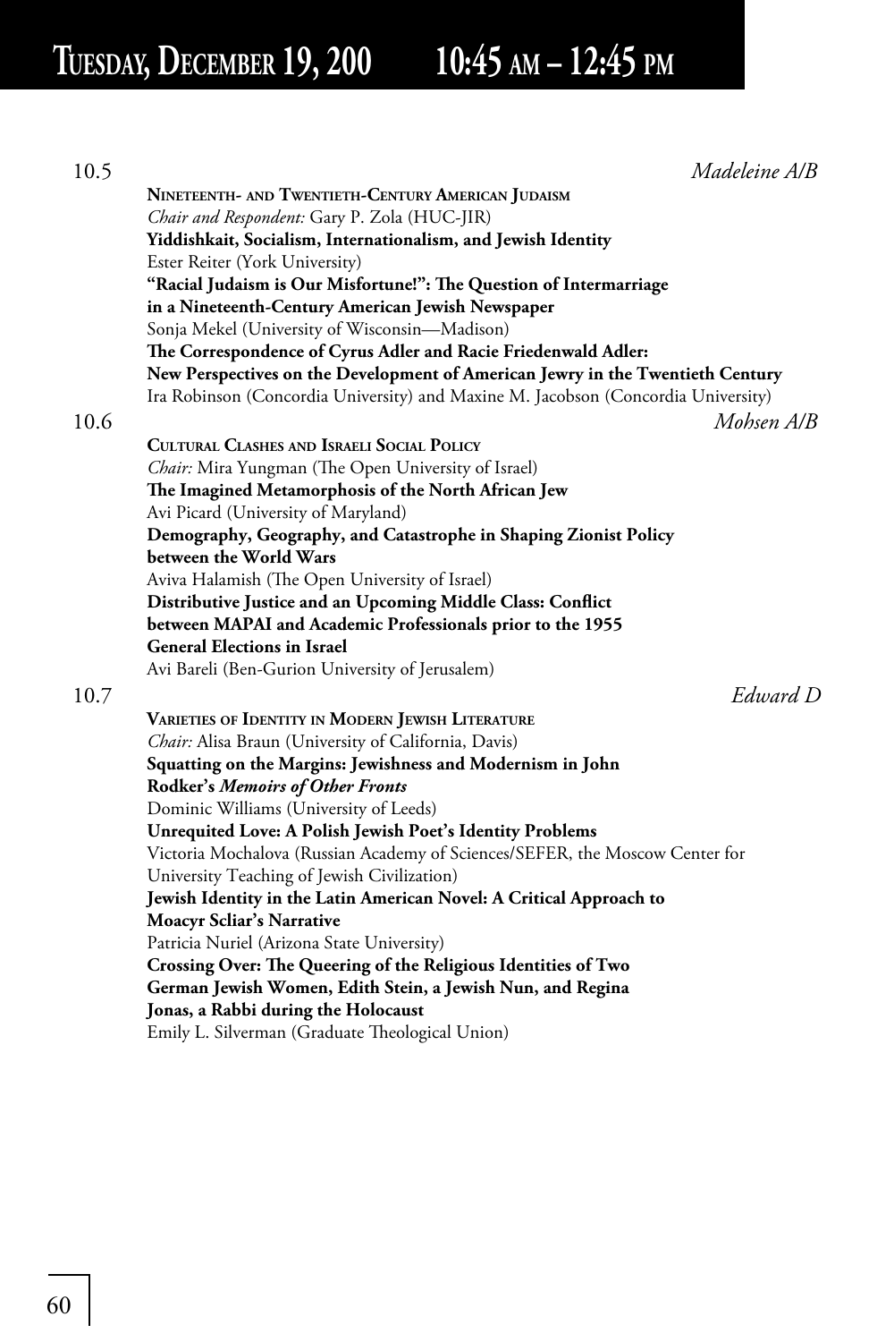# Tuesday, December 19, 200 10:45 am – 12:45 pm

10.5 *Madeleine A/B*

**Nineteenth- and Twentieth-Century American Judaism**
*Chair and Respondent:* Gary P. Zola (HUC-JIR)
**Yiddishkait, Socialism, Internationalism, and Jewish Identity**
Ester Reiter (York University)
**"Racial Judaism is Our Misfortune!": The Question of Intermarriage in a Nineteenth-Century American Jewish Newspaper**
Sonja Mekel (University of Wisconsin—Madison)
**The Correspondence of Cyrus Adler and Racie Friedenwald Adler: New Perspectives on the Development of American Jewry in the Twentieth Century**
Ira Robinson (Concordia University) and Maxine M. Jacobson (Concordia University)

10.6 *Mohsen A/B*

**Cultural Clashes and Israeli Social Policy**
*Chair:* Mira Yungman (The Open University of Israel)
**The Imagined Metamorphosis of the North African Jew**
Avi Picard (University of Maryland)
**Demography, Geography, and Catastrophe in Shaping Zionist Policy between the World Wars**
Aviva Halamish (The Open University of Israel)
**Distributive Justice and an Upcoming Middle Class: Conflict between MAPAI and Academic Professionals prior to the 1955 General Elections in Israel**
Avi Bareli (Ben-Gurion University of Jerusalem)

10.7 *Edward D*

**Varieties of Identity in Modern Jewish Literature**
*Chair:* Alisa Braun (University of California, Davis)
**Squatting on the Margins: Jewishness and Modernism in John Rodker's *Memoirs of Other Fronts***
Dominic Williams (University of Leeds)
**Unrequited Love: A Polish Jewish Poet's Identity Problems**
Victoria Mochalova (Russian Academy of Sciences/SEFER, the Moscow Center for University Teaching of Jewish Civilization)
**Jewish Identity in the Latin American Novel: A Critical Approach to Moacyr Scliar's Narrative**
Patricia Nuriel (Arizona State University)
**Crossing Over: The Queering of the Religious Identities of Two German Jewish Women, Edith Stein, a Jewish Nun, and Regina Jonas, a Rabbi during the Holocaust**
Emily L. Silverman (Graduate Theological Union)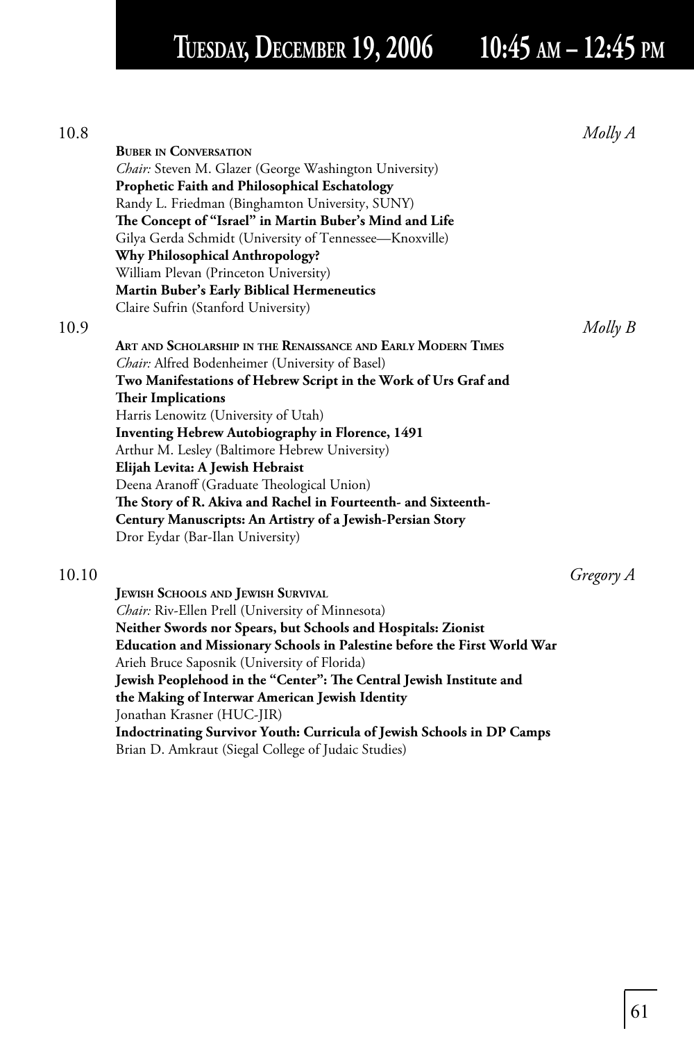# Tuesday, December 19, 2006 10:45 AM – 12:45 PM

10.8 *Molly A*

**BUBER IN CONVERSATION**

*Chair:* Steven M. Glazer (George Washington University)

**Prophetic Faith and Philosophical Eschatology**
Randy L. Friedman (Binghamton University, SUNY)

**The Concept of "Israel" in Martin Buber's Mind and Life**
Gilya Gerda Schmidt (University of Tennessee—Knoxville)

**Why Philosophical Anthropology?**
William Plevan (Princeton University)

**Martin Buber's Early Biblical Hermeneutics**
Claire Sufrin (Stanford University)

10.9 *Molly B*

**ART AND SCHOLARSHIP IN THE RENAISSANCE AND EARLY MODERN TIMES**

*Chair:* Alfred Bodenheimer (University of Basel)

**Two Manifestations of Hebrew Script in the Work of Urs Graf and Their Implications**
Harris Lenowitz (University of Utah)

**Inventing Hebrew Autobiography in Florence, 1491**
Arthur M. Lesley (Baltimore Hebrew University)

**Elijah Levita: A Jewish Hebraist**
Deena Aranoff (Graduate Theological Union)

**The Story of R. Akiva and Rachel in Fourteenth- and Sixteenth-Century Manuscripts: An Artistry of a Jewish-Persian Story**
Dror Eydar (Bar-Ilan University)

10.10 *Gregory A*

**JEWISH SCHOOLS AND JEWISH SURVIVAL**

*Chair:* Riv-Ellen Prell (University of Minnesota)

**Neither Swords nor Spears, but Schools and Hospitals: Zionist Education and Missionary Schools in Palestine before the First World War**
Arieh Bruce Saposnik (University of Florida)

**Jewish Peoplehood in the "Center": The Central Jewish Institute and the Making of Interwar American Jewish Identity**
Jonathan Krasner (HUC-JIR)

**Indoctrinating Survivor Youth: Curricula of Jewish Schools in DP Camps**
Brian D. Amkraut (Siegal College of Judaic Studies)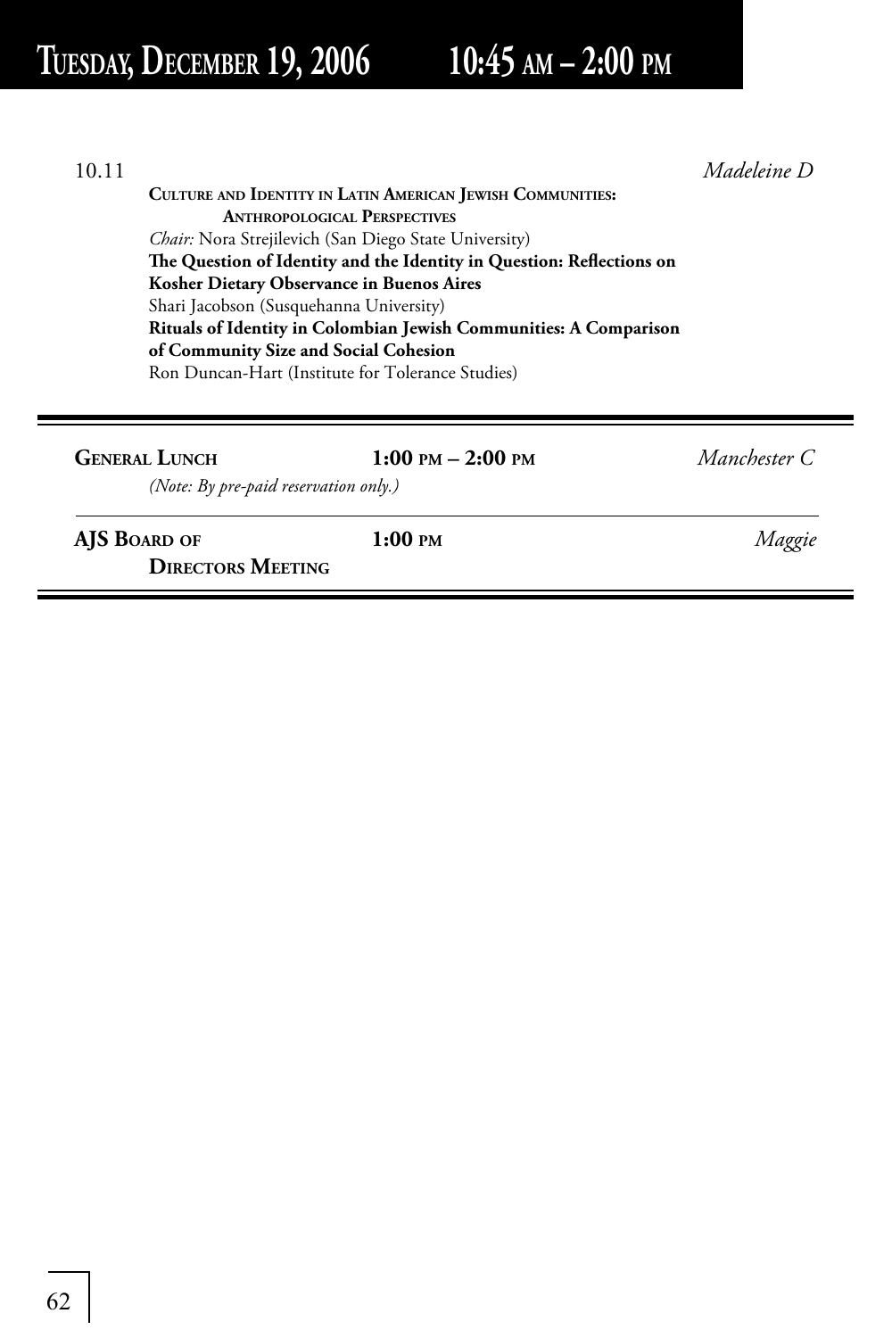## Tuesday, December 19, 2006 10:45 am – 2:00 pm

10.11 *Madeleine D*

**Culture and Identity in Latin American Jewish Communities: Anthropological Perspectives**

*Chair:* Nora Strejilevich (San Diego State University)

**The Question of Identity and the Identity in Question: Reflections on Kosher Dietary Observance in Buenos Aires**
Shari Jacobson (Susquehanna University)

**Rituals of Identity in Colombian Jewish Communities: A Comparison of Community Size and Social Cohesion**
Ron Duncan-Hart (Institute for Tolerance Studies)

---

**General Lunch** **1:00 pm – 2:00 pm** *Manchester C*
*(Note: By pre-paid reservation only.)*

---

**AJS Board of Directors Meeting** **1:00 pm** *Maggie*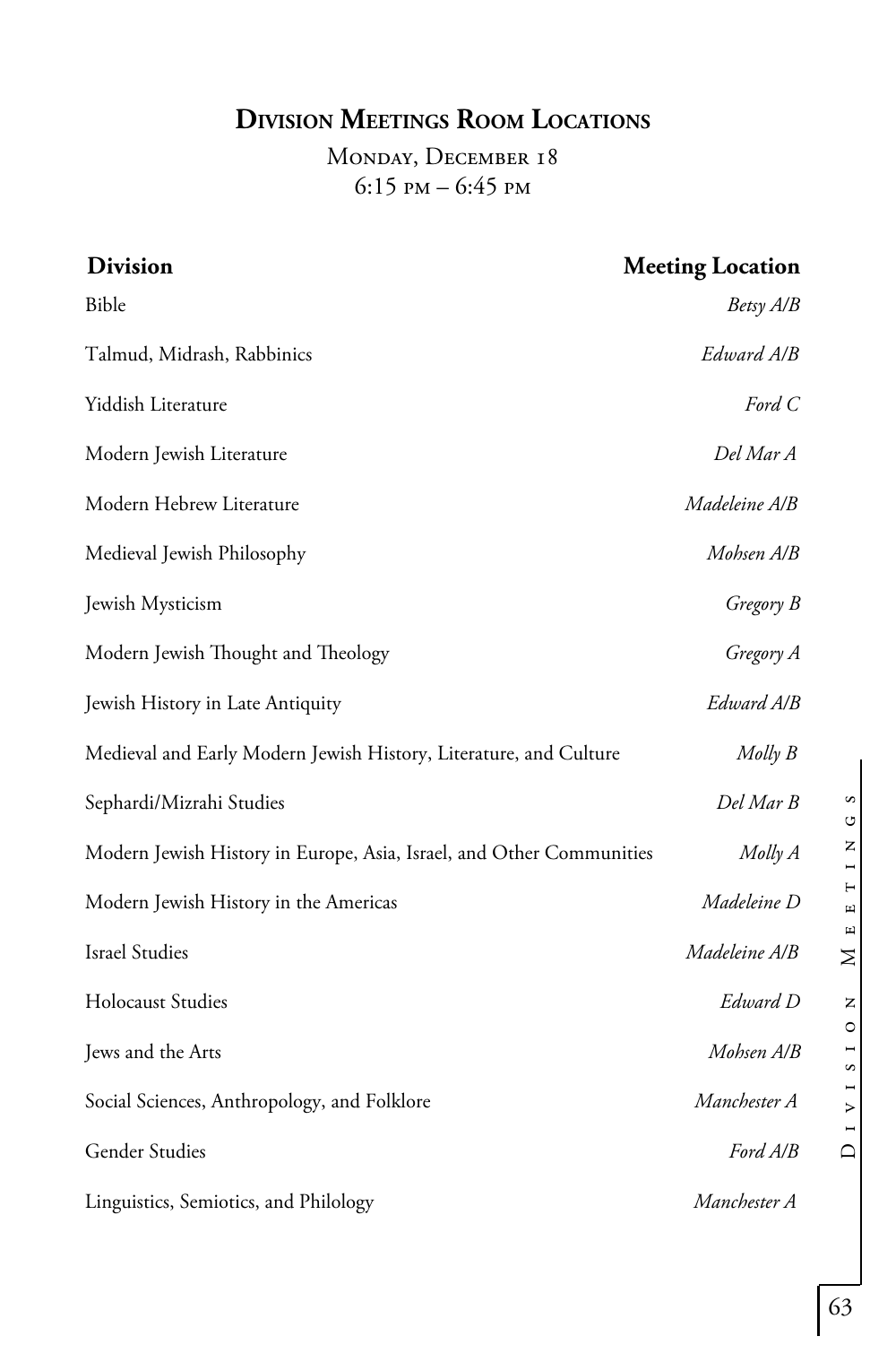## Division Meetings Room Locations

Monday, December 18
6:15 pm – 6:45 pm

| Division | Meeting Location |
|---|---|
| Bible | *Betsy A/B* |
| Talmud, Midrash, Rabbinics | *Edward A/B* |
| Yiddish Literature | *Ford C* |
| Modern Jewish Literature | *Del Mar A* |
| Modern Hebrew Literature | *Madeleine A/B* |
| Medieval Jewish Philosophy | *Mohsen A/B* |
| Jewish Mysticism | *Gregory B* |
| Modern Jewish Thought and Theology | *Gregory A* |
| Jewish History in Late Antiquity | *Edward A/B* |
| Medieval and Early Modern Jewish History, Literature, and Culture | *Molly B* |
| Sephardi/Mizrahi Studies | *Del Mar B* |
| Modern Jewish History in Europe, Asia, Israel, and Other Communities | *Molly A* |
| Modern Jewish History in the Americas | *Madeleine D* |
| Israel Studies | *Madeleine A/B* |
| Holocaust Studies | *Edward D* |
| Jews and the Arts | *Mohsen A/B* |
| Social Sciences, Anthropology, and Folklore | *Manchester A* |
| Gender Studies | *Ford A/B* |
| Linguistics, Semiotics, and Philology | *Manchester A* |